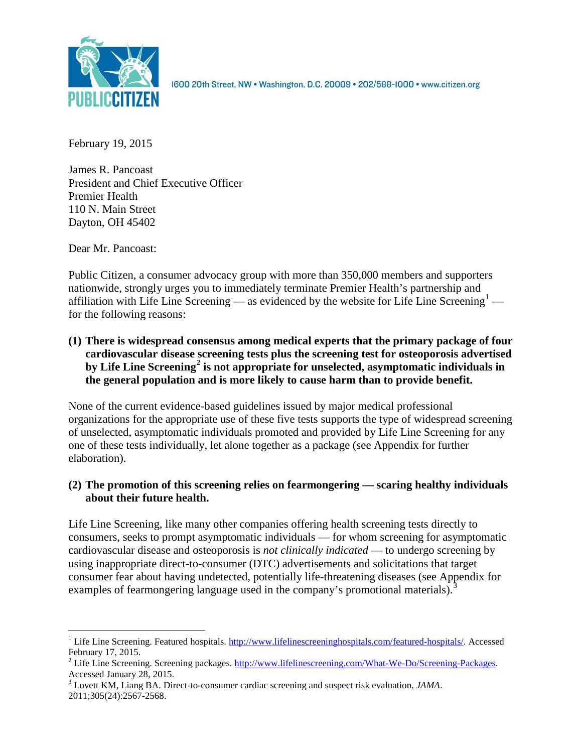PUBLIC CITIZEN

1600 20th Street, NW • Washington, D.C. 20009 • 202/588-1000 • www.citizen.org

February 19, 2015

James R. Pancoast
President and Chief Executive Officer
Premier Health
110 N. Main Street
Dayton, OH 45402

Dear Mr. Pancoast:

Public Citizen, a consumer advocacy group with more than 350,000 members and supporters nationwide, strongly urges you to immediately terminate Premier Health's partnership and affiliation with Life Line Screening — as evidenced by the website for Life Line Screening[1] — for the following reasons:

**(1) There is widespread consensus among medical experts that the primary package of four cardiovascular disease screening tests plus the screening test for osteoporosis advertised by Life Line Screening[2] is not appropriate for unselected, asymptomatic individuals in the general population and is more likely to cause harm than to provide benefit.**

None of the current evidence-based guidelines issued by major medical professional organizations for the appropriate use of these five tests supports the type of widespread screening of unselected, asymptomatic individuals promoted and provided by Life Line Screening for any one of these tests individually, let alone together as a package (see Appendix for further elaboration).

**(2) The promotion of this screening relies on fearmongering — scaring healthy individuals about their future health.**

Life Line Screening, like many other companies offering health screening tests directly to consumers, seeks to prompt asymptomatic individuals — for whom screening for asymptomatic cardiovascular disease and osteoporosis is *not clinically indicated* — to undergo screening by using inappropriate direct-to-consumer (DTC) advertisements and solicitations that target consumer fear about having undetected, potentially life-threatening diseases (see Appendix for examples of fearmongering language used in the company's promotional materials).[3]

---

[1] Life Line Screening. Featured hospitals. http://www.lifelinescreeninghospitals.com/featured-hospitals/. Accessed February 17, 2015.

[2] Life Line Screening. Screening packages. http://www.lifelinescreening.com/What-We-Do/Screening-Packages. Accessed January 28, 2015.

[3] Lovett KM, Liang BA. Direct-to-consumer cardiac screening and suspect risk evaluation. *JAMA*. 2011;305(24):2567-2568.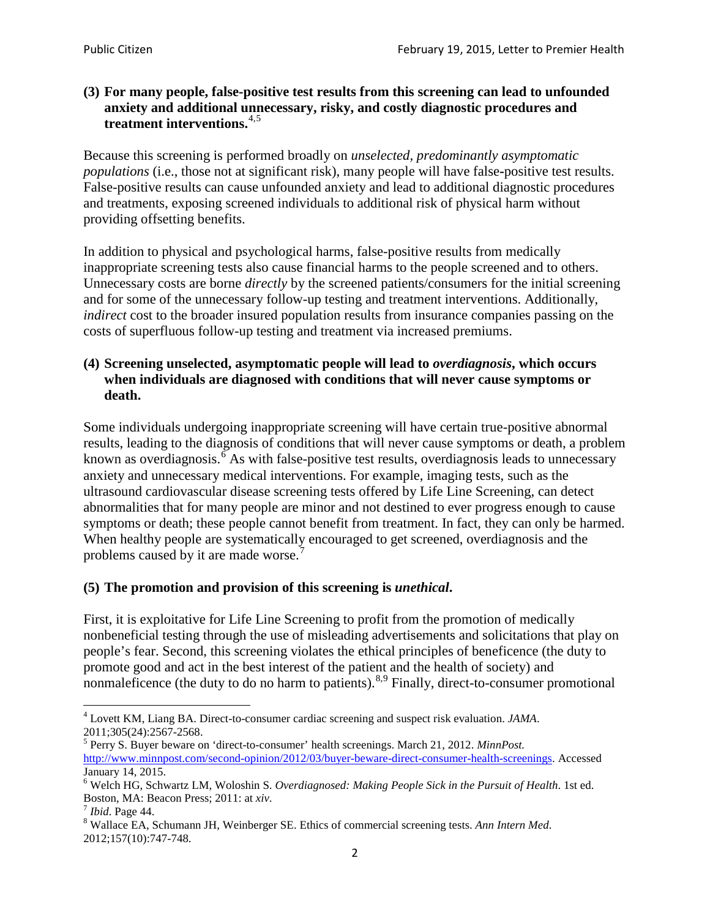**(3) For many people, false-positive test results from this screening can lead to unfounded anxiety and additional unnecessary, risky, and costly diagnostic procedures and treatment interventions.**[4,5]

Because this screening is performed broadly on *unselected, predominantly asymptomatic populations* (i.e., those not at significant risk), many people will have false-positive test results. False-positive results can cause unfounded anxiety and lead to additional diagnostic procedures and treatments, exposing screened individuals to additional risk of physical harm without providing offsetting benefits.

In addition to physical and psychological harms, false-positive results from medically inappropriate screening tests also cause financial harms to the people screened and to others. Unnecessary costs are borne *directly* by the screened patients/consumers for the initial screening and for some of the unnecessary follow-up testing and treatment interventions. Additionally, *indirect* cost to the broader insured population results from insurance companies passing on the costs of superfluous follow-up testing and treatment via increased premiums.

**(4) Screening unselected, asymptomatic people will lead to *overdiagnosis*, which occurs when individuals are diagnosed with conditions that will never cause symptoms or death.**

Some individuals undergoing inappropriate screening will have certain true-positive abnormal results, leading to the diagnosis of conditions that will never cause symptoms or death, a problem known as overdiagnosis.[6] As with false-positive test results, overdiagnosis leads to unnecessary anxiety and unnecessary medical interventions. For example, imaging tests, such as the ultrasound cardiovascular disease screening tests offered by Life Line Screening, can detect abnormalities that for many people are minor and not destined to ever progress enough to cause symptoms or death; these people cannot benefit from treatment. In fact, they can only be harmed. When healthy people are systematically encouraged to get screened, overdiagnosis and the problems caused by it are made worse.[7]

**(5) The promotion and provision of this screening is *unethical*.**

First, it is exploitative for Life Line Screening to profit from the promotion of medically nonbeneficial testing through the use of misleading advertisements and solicitations that play on people's fear. Second, this screening violates the ethical principles of beneficence (the duty to promote good and act in the best interest of the patient and the health of society) and nonmaleficence (the duty to do no harm to patients).[8,9] Finally, direct-to-consumer promotional

---

[4] Lovett KM, Liang BA. Direct-to-consumer cardiac screening and suspect risk evaluation. *JAMA*. 2011;305(24):2567-2568.

[5] Perry S. Buyer beware on 'direct-to-consumer' health screenings. March 21, 2012. *MinnPost.* http://www.minnpost.com/second-opinion/2012/03/buyer-beware-direct-consumer-health-screenings. Accessed January 14, 2015.

[6] Welch HG, Schwartz LM, Woloshin S. *Overdiagnosed: Making People Sick in the Pursuit of Health*. 1st ed. Boston, MA: Beacon Press; 2011: at *xiv*.

[7] *Ibid*. Page 44.

[8] Wallace EA, Schumann JH, Weinberger SE. Ethics of commercial screening tests. *Ann Intern Med*. 2012;157(10):747-748.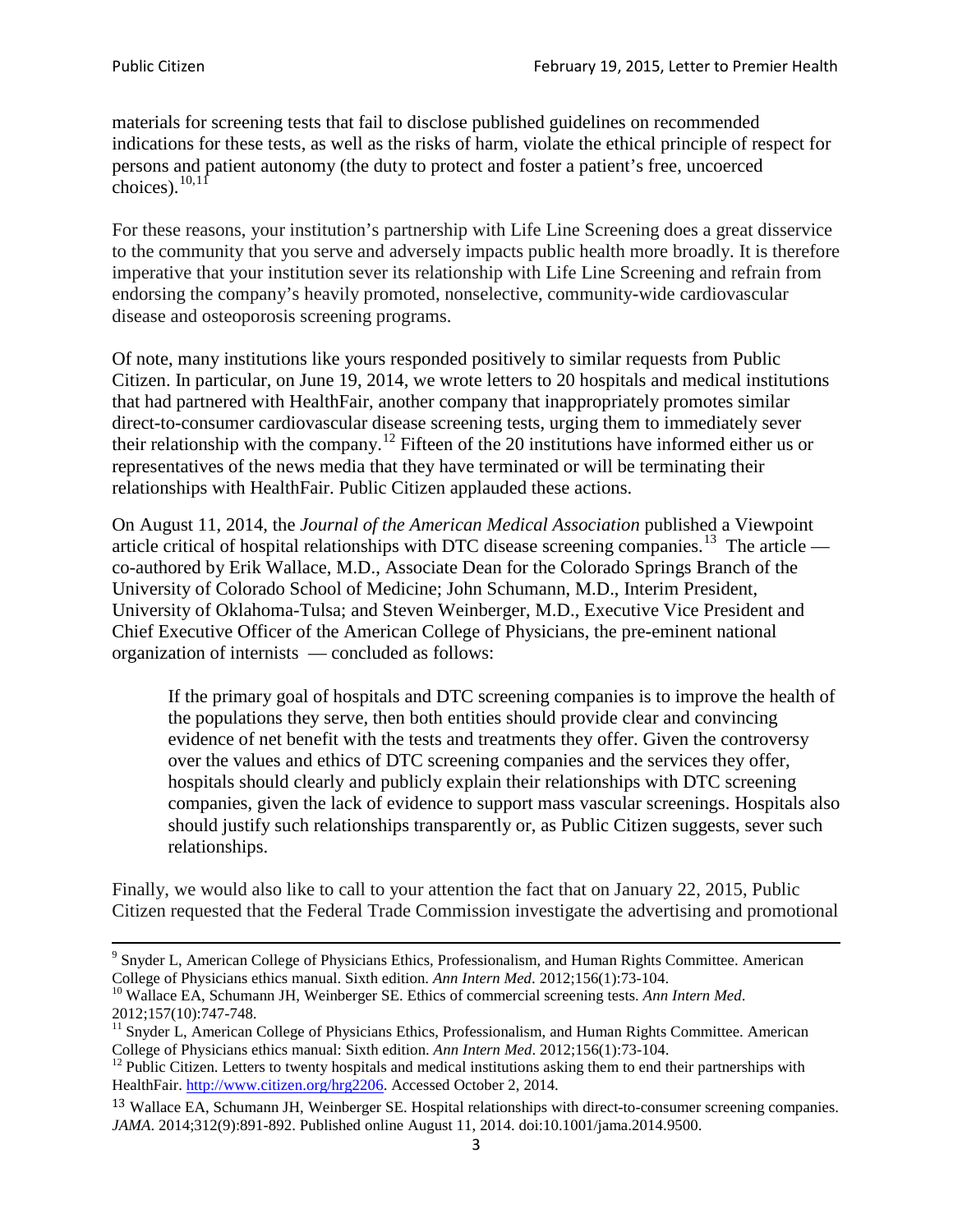materials for screening tests that fail to disclose published guidelines on recommended indications for these tests, as well as the risks of harm, violate the ethical principle of respect for persons and patient autonomy (the duty to protect and foster a patient's free, uncoerced choices).[10,11]

For these reasons, your institution's partnership with Life Line Screening does a great disservice to the community that you serve and adversely impacts public health more broadly. It is therefore imperative that your institution sever its relationship with Life Line Screening and refrain from endorsing the company's heavily promoted, nonselective, community-wide cardiovascular disease and osteoporosis screening programs.

Of note, many institutions like yours responded positively to similar requests from Public Citizen. In particular, on June 19, 2014, we wrote letters to 20 hospitals and medical institutions that had partnered with HealthFair, another company that inappropriately promotes similar direct-to-consumer cardiovascular disease screening tests, urging them to immediately sever their relationship with the company.[12] Fifteen of the 20 institutions have informed either us or representatives of the news media that they have terminated or will be terminating their relationships with HealthFair. Public Citizen applauded these actions.

On August 11, 2014, the *Journal of the American Medical Association* published a Viewpoint article critical of hospital relationships with DTC disease screening companies.[13] The article — co-authored by Erik Wallace, M.D., Associate Dean for the Colorado Springs Branch of the University of Colorado School of Medicine; John Schumann, M.D., Interim President, University of Oklahoma-Tulsa; and Steven Weinberger, M.D., Executive Vice President and Chief Executive Officer of the American College of Physicians, the pre-eminent national organization of internists — concluded as follows:

> If the primary goal of hospitals and DTC screening companies is to improve the health of the populations they serve, then both entities should provide clear and convincing evidence of net benefit with the tests and treatments they offer. Given the controversy over the values and ethics of DTC screening companies and the services they offer, hospitals should clearly and publicly explain their relationships with DTC screening companies, given the lack of evidence to support mass vascular screenings. Hospitals also should justify such relationships transparently or, as Public Citizen suggests, sever such relationships.

Finally, we would also like to call to your attention the fact that on January 22, 2015, Public Citizen requested that the Federal Trade Commission investigate the advertising and promotional

---

[9] Snyder L, American College of Physicians Ethics, Professionalism, and Human Rights Committee. American College of Physicians ethics manual. Sixth edition. *Ann Intern Med*. 2012;156(1):73-104.

[10] Wallace EA, Schumann JH, Weinberger SE. Ethics of commercial screening tests. *Ann Intern Med*. 2012;157(10):747-748.

[11] Snyder L, American College of Physicians Ethics, Professionalism, and Human Rights Committee. American College of Physicians ethics manual: Sixth edition. *Ann Intern Med*. 2012;156(1):73-104.

[12] Public Citizen. Letters to twenty hospitals and medical institutions asking them to end their partnerships with HealthFair. http://www.citizen.org/hrg2206. Accessed October 2, 2014.

[13] Wallace EA, Schumann JH, Weinberger SE. Hospital relationships with direct-to-consumer screening companies. *JAMA*. 2014;312(9):891-892. Published online August 11, 2014. doi:10.1001/jama.2014.9500.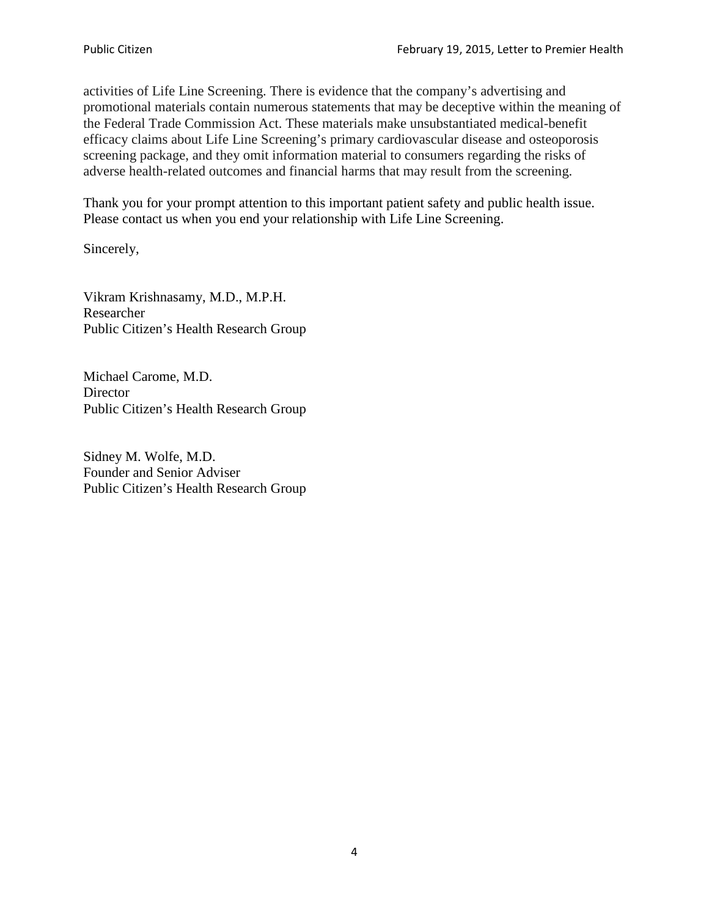activities of Life Line Screening. There is evidence that the company's advertising and promotional materials contain numerous statements that may be deceptive within the meaning of the Federal Trade Commission Act. These materials make unsubstantiated medical-benefit efficacy claims about Life Line Screening's primary cardiovascular disease and osteoporosis screening package, and they omit information material to consumers regarding the risks of adverse health-related outcomes and financial harms that may result from the screening.

Thank you for your prompt attention to this important patient safety and public health issue. Please contact us when you end your relationship with Life Line Screening.

Sincerely,

Vikram Krishnasamy, M.D., M.P.H.
Researcher
Public Citizen's Health Research Group

Michael Carome, M.D.
Director
Public Citizen's Health Research Group

Sidney M. Wolfe, M.D.
Founder and Senior Adviser
Public Citizen's Health Research Group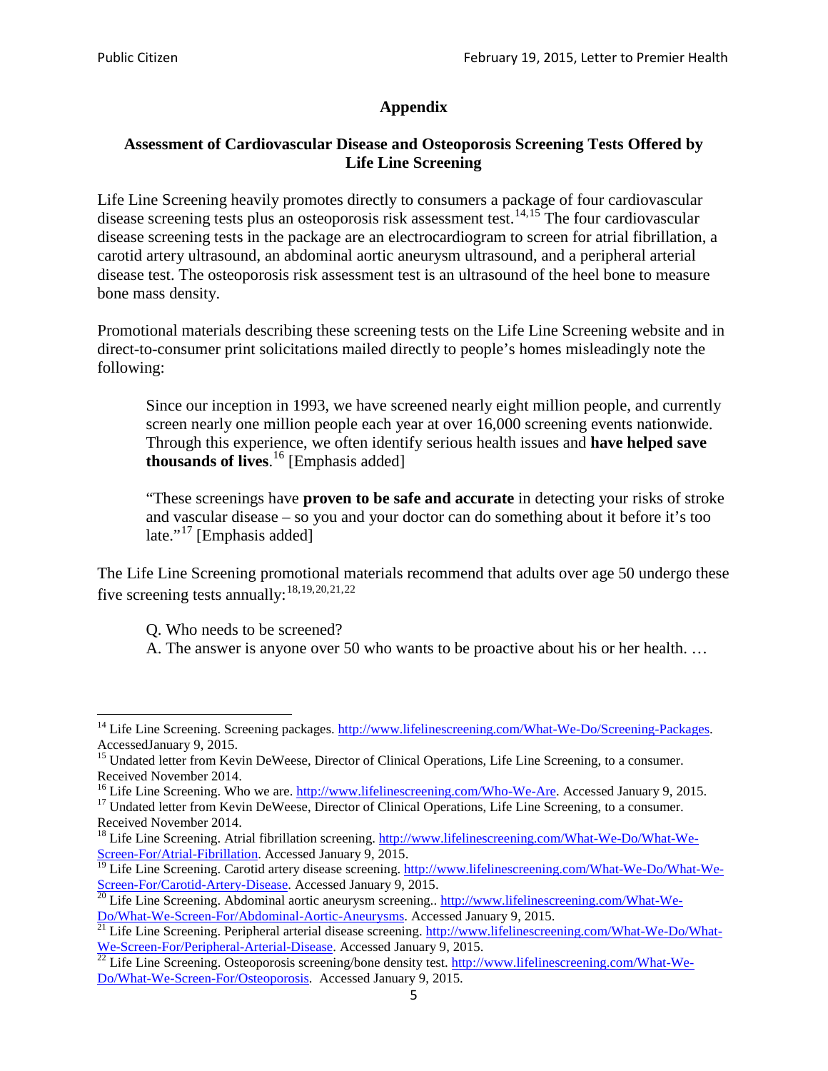## Appendix

### Assessment of Cardiovascular Disease and Osteoporosis Screening Tests Offered by Life Line Screening

Life Line Screening heavily promotes directly to consumers a package of four cardiovascular disease screening tests plus an osteoporosis risk assessment test.[14,15] The four cardiovascular disease screening tests in the package are an electrocardiogram to screen for atrial fibrillation, a carotid artery ultrasound, an abdominal aortic aneurysm ultrasound, and a peripheral arterial disease test. The osteoporosis risk assessment test is an ultrasound of the heel bone to measure bone mass density.

Promotional materials describing these screening tests on the Life Line Screening website and in direct-to-consumer print solicitations mailed directly to people's homes misleadingly note the following:

> Since our inception in 1993, we have screened nearly eight million people, and currently screen nearly one million people each year at over 16,000 screening events nationwide. Through this experience, we often identify serious health issues and **have helped save thousands of lives**.[16] [Emphasis added]
>
> "These screenings have **proven to be safe and accurate** in detecting your risks of stroke and vascular disease – so you and your doctor can do something about it before it's too late."[17] [Emphasis added]

The Life Line Screening promotional materials recommend that adults over age 50 undergo these five screening tests annually:[18,19,20,21,22]

> Q. Who needs to be screened?
> A. The answer is anyone over 50 who wants to be proactive about his or her health. …

---

[14] Life Line Screening. Screening packages. http://www.lifelinescreening.com/What-We-Do/Screening-Packages. AccessedJanuary 9, 2015.

[15] Undated letter from Kevin DeWeese, Director of Clinical Operations, Life Line Screening, to a consumer. Received November 2014.

[16] Life Line Screening. Who we are. http://www.lifelinescreening.com/Who-We-Are. Accessed January 9, 2015.

[17] Undated letter from Kevin DeWeese, Director of Clinical Operations, Life Line Screening, to a consumer. Received November 2014.

[18] Life Line Screening. Atrial fibrillation screening. http://www.lifelinescreening.com/What-We-Do/What-We-Screen-For/Atrial-Fibrillation. Accessed January 9, 2015.

[19] Life Line Screening. Carotid artery disease screening. http://www.lifelinescreening.com/What-We-Do/What-We-Screen-For/Carotid-Artery-Disease. Accessed January 9, 2015.

[20] Life Line Screening. Abdominal aortic aneurysm screening.. http://www.lifelinescreening.com/What-We-Do/What-We-Screen-For/Abdominal-Aortic-Aneurysms. Accessed January 9, 2015.

[21] Life Line Screening. Peripheral arterial disease screening. http://www.lifelinescreening.com/What-We-Do/What-We-Screen-For/Peripheral-Arterial-Disease. Accessed January 9, 2015.

[22] Life Line Screening. Osteoporosis screening/bone density test. http://www.lifelinescreening.com/What-We-Do/What-We-Screen-For/Osteoporosis. Accessed January 9, 2015.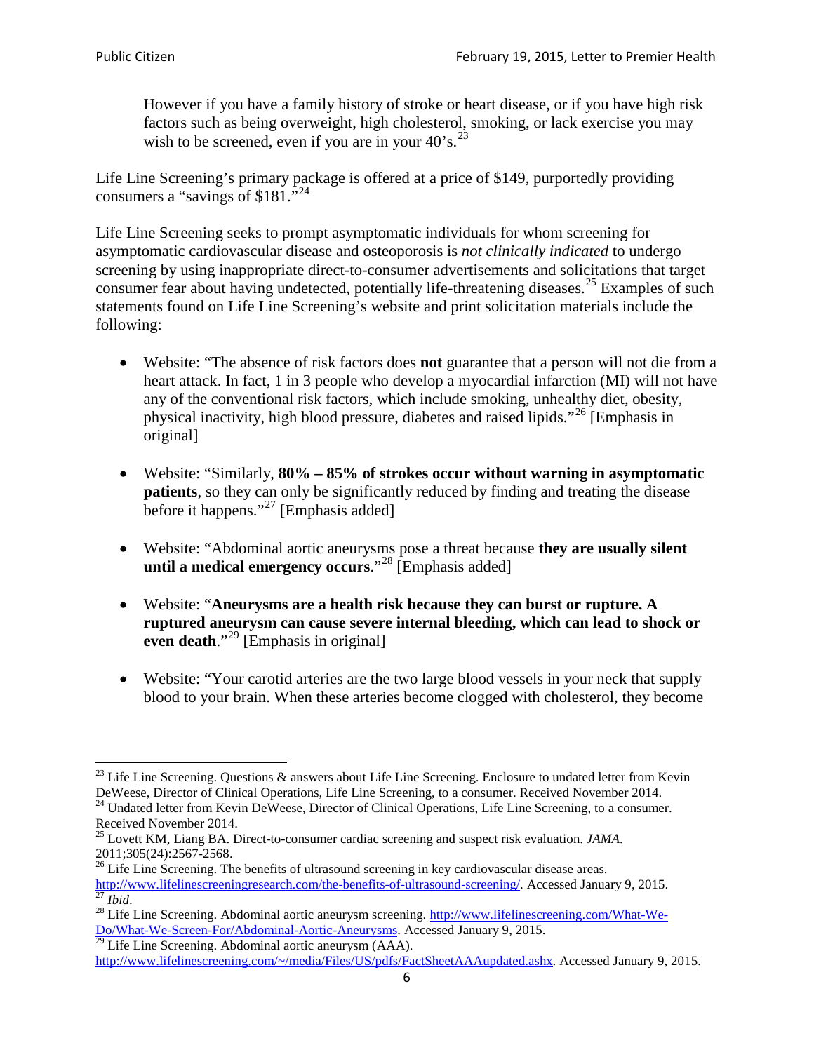> However if you have a family history of stroke or heart disease, or if you have high risk factors such as being overweight, high cholesterol, smoking, or lack exercise you may wish to be screened, even if you are in your 40's.[23]

Life Line Screening's primary package is offered at a price of $149, purportedly providing consumers a "savings of $181."[24]

Life Line Screening seeks to prompt asymptomatic individuals for whom screening for asymptomatic cardiovascular disease and osteoporosis is *not clinically indicated* to undergo screening by using inappropriate direct-to-consumer advertisements and solicitations that target consumer fear about having undetected, potentially life-threatening diseases.[25] Examples of such statements found on Life Line Screening's website and print solicitation materials include the following:

- Website: "The absence of risk factors does **not** guarantee that a person will not die from a heart attack. In fact, 1 in 3 people who develop a myocardial infarction (MI) will not have any of the conventional risk factors, which include smoking, unhealthy diet, obesity, physical inactivity, high blood pressure, diabetes and raised lipids."[26] [Emphasis in original]

- Website: "Similarly, **80% – 85% of strokes occur without warning in asymptomatic patients**, so they can only be significantly reduced by finding and treating the disease before it happens."[27] [Emphasis added]

- Website: "Abdominal aortic aneurysms pose a threat because **they are usually silent until a medical emergency occurs**."[28] [Emphasis added]

- Website: "**Aneurysms are a health risk because they can burst or rupture. A ruptured aneurysm can cause severe internal bleeding, which can lead to shock or even death**."[29] [Emphasis in original]

- Website: "Your carotid arteries are the two large blood vessels in your neck that supply blood to your brain. When these arteries become clogged with cholesterol, they become

---

[23] Life Line Screening. Questions & answers about Life Line Screening. Enclosure to undated letter from Kevin DeWeese, Director of Clinical Operations, Life Line Screening, to a consumer. Received November 2014.

[24] Undated letter from Kevin DeWeese, Director of Clinical Operations, Life Line Screening, to a consumer. Received November 2014.

[25] Lovett KM, Liang BA. Direct-to-consumer cardiac screening and suspect risk evaluation. *JAMA*. 2011;305(24):2567-2568.

[26] Life Line Screening. The benefits of ultrasound screening in key cardiovascular disease areas. http://www.lifelinescreeningresearch.com/the-benefits-of-ultrasound-screening/. Accessed January 9, 2015.

[27] *Ibid*.

[28] Life Line Screening. Abdominal aortic aneurysm screening. http://www.lifelinescreening.com/What-We-Do/What-We-Screen-For/Abdominal-Aortic-Aneurysms. Accessed January 9, 2015.

[29] Life Line Screening. Abdominal aortic aneurysm (AAA). http://www.lifelinescreening.com/~/media/Files/US/pdfs/FactSheetAAAupdated.ashx. Accessed January 9, 2015.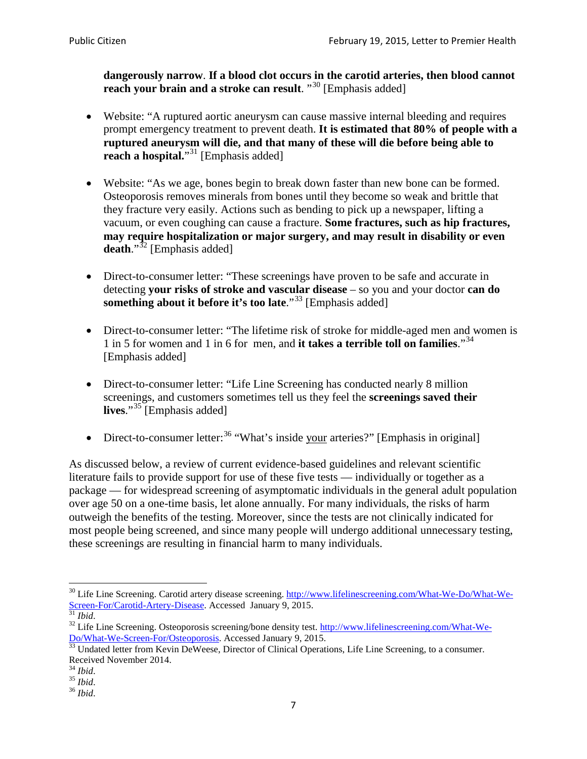**dangerously narrow**. **If a blood clot occurs in the carotid arteries, then blood cannot reach your brain and a stroke can result**. "[30] [Emphasis added]

- Website: "A ruptured aortic aneurysm can cause massive internal bleeding and requires prompt emergency treatment to prevent death. **It is estimated that 80% of people with a ruptured aneurysm will die, and that many of these will die before being able to reach a hospital.**"[31] [Emphasis added]

- Website: "As we age, bones begin to break down faster than new bone can be formed. Osteoporosis removes minerals from bones until they become so weak and brittle that they fracture very easily. Actions such as bending to pick up a newspaper, lifting a vacuum, or even coughing can cause a fracture. **Some fractures, such as hip fractures, may require hospitalization or major surgery, and may result in disability or even death**."[32] [Emphasis added]

- Direct-to-consumer letter: "These screenings have proven to be safe and accurate in detecting **your risks of stroke and vascular disease** – so you and your doctor **can do something about it before it's too late**."[33] [Emphasis added]

- Direct-to-consumer letter: "The lifetime risk of stroke for middle-aged men and women is 1 in 5 for women and 1 in 6 for men, and **it takes a terrible toll on families**."[34] [Emphasis added]

- Direct-to-consumer letter: "Life Line Screening has conducted nearly 8 million screenings, and customers sometimes tell us they feel the **screenings saved their lives**."[35] [Emphasis added]

- Direct-to-consumer letter:[36] "What's inside <u>your</u> arteries?" [Emphasis in original]

As discussed below, a review of current evidence-based guidelines and relevant scientific literature fails to provide support for use of these five tests — individually or together as a package — for widespread screening of asymptomatic individuals in the general adult population over age 50 on a one-time basis, let alone annually. For many individuals, the risks of harm outweigh the benefits of the testing. Moreover, since the tests are not clinically indicated for most people being screened, and since many people will undergo additional unnecessary testing, these screenings are resulting in financial harm to many individuals.

---

[30] Life Line Screening. Carotid artery disease screening. http://www.lifelinescreening.com/What-We-Do/What-We-Screen-For/Carotid-Artery-Disease. Accessed January 9, 2015.

[31] *Ibid*.

[32] Life Line Screening. Osteoporosis screening/bone density test. http://www.lifelinescreening.com/What-We-Do/What-We-Screen-For/Osteoporosis. Accessed January 9, 2015.

[33] Undated letter from Kevin DeWeese, Director of Clinical Operations, Life Line Screening, to a consumer. Received November 2014.

[34] *Ibid*.

[35] *Ibid*.

[36] *Ibid*.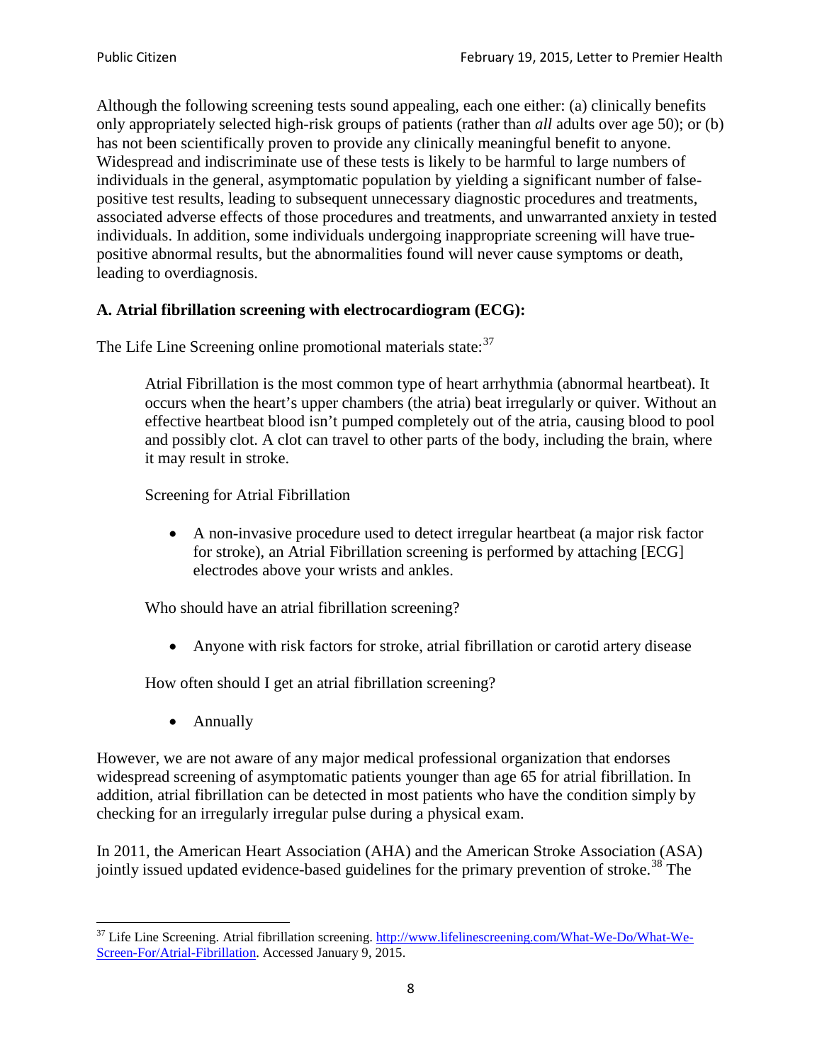Although the following screening tests sound appealing, each one either: (a) clinically benefits only appropriately selected high-risk groups of patients (rather than *all* adults over age 50); or (b) has not been scientifically proven to provide any clinically meaningful benefit to anyone. Widespread and indiscriminate use of these tests is likely to be harmful to large numbers of individuals in the general, asymptomatic population by yielding a significant number of false-positive test results, leading to subsequent unnecessary diagnostic procedures and treatments, associated adverse effects of those procedures and treatments, and unwarranted anxiety in tested individuals. In addition, some individuals undergoing inappropriate screening will have true-positive abnormal results, but the abnormalities found will never cause symptoms or death, leading to overdiagnosis.

### A. Atrial fibrillation screening with electrocardiogram (ECG):

The Life Line Screening online promotional materials state:[37]

> Atrial Fibrillation is the most common type of heart arrhythmia (abnormal heartbeat). It occurs when the heart's upper chambers (the atria) beat irregularly or quiver. Without an effective heartbeat blood isn't pumped completely out of the atria, causing blood to pool and possibly clot. A clot can travel to other parts of the body, including the brain, where it may result in stroke.
>
> Screening for Atrial Fibrillation
>
> - A non-invasive procedure used to detect irregular heartbeat (a major risk factor for stroke), an Atrial Fibrillation screening is performed by attaching [ECG] electrodes above your wrists and ankles.
>
> Who should have an atrial fibrillation screening?
>
> - Anyone with risk factors for stroke, atrial fibrillation or carotid artery disease
>
> How often should I get an atrial fibrillation screening?
>
> - Annually

However, we are not aware of any major medical professional organization that endorses widespread screening of asymptomatic patients younger than age 65 for atrial fibrillation. In addition, atrial fibrillation can be detected in most patients who have the condition simply by checking for an irregularly irregular pulse during a physical exam.

In 2011, the American Heart Association (AHA) and the American Stroke Association (ASA) jointly issued updated evidence-based guidelines for the primary prevention of stroke.[38] The

[37] Life Line Screening. Atrial fibrillation screening. http://www.lifelinescreening.com/What-We-Do/What-We-Screen-For/Atrial-Fibrillation. Accessed January 9, 2015.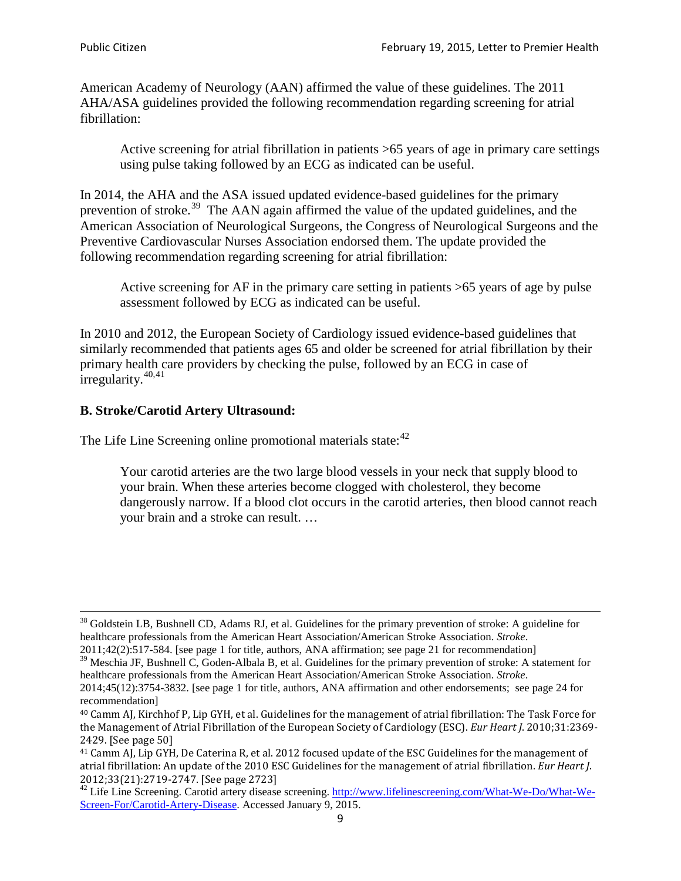American Academy of Neurology (AAN) affirmed the value of these guidelines. The 2011 AHA/ASA guidelines provided the following recommendation regarding screening for atrial fibrillation:

> Active screening for atrial fibrillation in patients >65 years of age in primary care settings using pulse taking followed by an ECG as indicated can be useful.

In 2014, the AHA and the ASA issued updated evidence-based guidelines for the primary prevention of stroke.[39] The AAN again affirmed the value of the updated guidelines, and the American Association of Neurological Surgeons, the Congress of Neurological Surgeons and the Preventive Cardiovascular Nurses Association endorsed them. The update provided the following recommendation regarding screening for atrial fibrillation:

> Active screening for AF in the primary care setting in patients >65 years of age by pulse assessment followed by ECG as indicated can be useful.

In 2010 and 2012, the European Society of Cardiology issued evidence-based guidelines that similarly recommended that patients ages 65 and older be screened for atrial fibrillation by their primary health care providers by checking the pulse, followed by an ECG in case of irregularity.[40,41]

**B. Stroke/Carotid Artery Ultrasound:**

The Life Line Screening online promotional materials state:[42]

> Your carotid arteries are the two large blood vessels in your neck that supply blood to your brain. When these arteries become clogged with cholesterol, they become dangerously narrow. If a blood clot occurs in the carotid arteries, then blood cannot reach your brain and a stroke can result. …

---

[38] Goldstein LB, Bushnell CD, Adams RJ, et al. Guidelines for the primary prevention of stroke: A guideline for healthcare professionals from the American Heart Association/American Stroke Association. *Stroke*. 2011;42(2):517-584. [see page 1 for title, authors, ANA affirmation; see page 21 for recommendation]

[39] Meschia JF, Bushnell C, Goden-Albala B, et al. Guidelines for the primary prevention of stroke: A statement for healthcare professionals from the American Heart Association/American Stroke Association. *Stroke*. 2014;45(12):3754-3832. [see page 1 for title, authors, ANA affirmation and other endorsements; see page 24 for recommendation]

[40] Camm AJ, Kirchhof P, Lip GYH, et al. Guidelines for the management of atrial fibrillation: The Task Force for the Management of Atrial Fibrillation of the European Society of Cardiology (ESC). *Eur Heart J*. 2010;31:2369-2429. [See page 50]

[41] Camm AJ, Lip GYH, De Caterina R, et al. 2012 focused update of the ESC Guidelines for the management of atrial fibrillation: An update of the 2010 ESC Guidelines for the management of atrial fibrillation. *Eur Heart J*. 2012;33(21):2719-2747. [See page 2723]

[42] Life Line Screening. Carotid artery disease screening. http://www.lifelinescreening.com/What-We-Do/What-We-Screen-For/Carotid-Artery-Disease. Accessed January 9, 2015.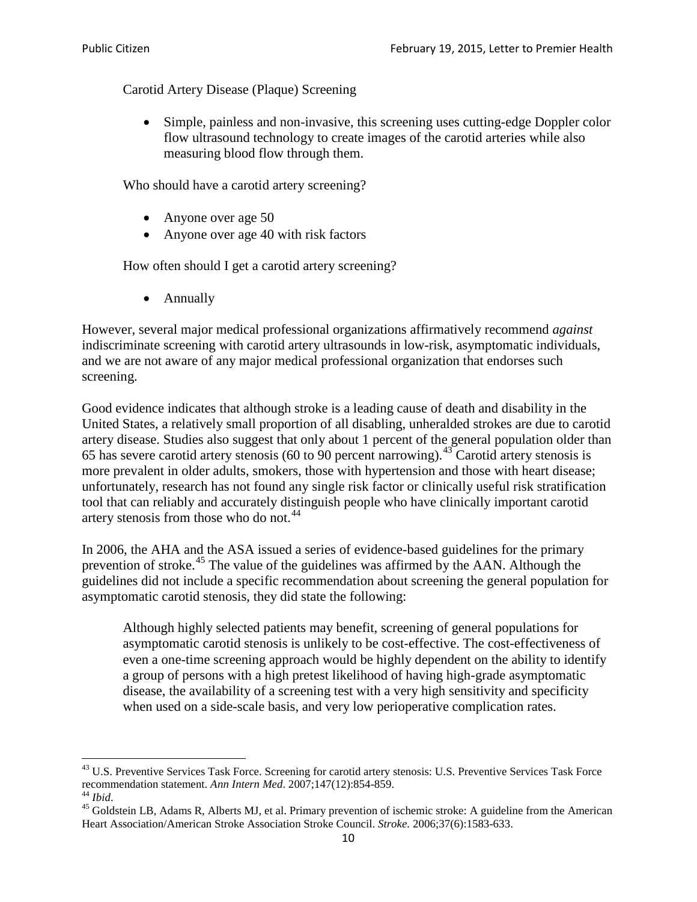Carotid Artery Disease (Plaque) Screening

- Simple, painless and non-invasive, this screening uses cutting-edge Doppler color flow ultrasound technology to create images of the carotid arteries while also measuring blood flow through them.

Who should have a carotid artery screening?

- Anyone over age 50
- Anyone over age 40 with risk factors

How often should I get a carotid artery screening?

- Annually

However, several major medical professional organizations affirmatively recommend *against* indiscriminate screening with carotid artery ultrasounds in low-risk, asymptomatic individuals, and we are not aware of any major medical professional organization that endorses such screening.

Good evidence indicates that although stroke is a leading cause of death and disability in the United States, a relatively small proportion of all disabling, unheralded strokes are due to carotid artery disease. Studies also suggest that only about 1 percent of the general population older than 65 has severe carotid artery stenosis (60 to 90 percent narrowing).[43] Carotid artery stenosis is more prevalent in older adults, smokers, those with hypertension and those with heart disease; unfortunately, research has not found any single risk factor or clinically useful risk stratification tool that can reliably and accurately distinguish people who have clinically important carotid artery stenosis from those who do not.[44]

In 2006, the AHA and the ASA issued a series of evidence-based guidelines for the primary prevention of stroke.[45] The value of the guidelines was affirmed by the AAN. Although the guidelines did not include a specific recommendation about screening the general population for asymptomatic carotid stenosis, they did state the following:

> Although highly selected patients may benefit, screening of general populations for asymptomatic carotid stenosis is unlikely to be cost-effective. The cost-effectiveness of even a one-time screening approach would be highly dependent on the ability to identify a group of persons with a high pretest likelihood of having high-grade asymptomatic disease, the availability of a screening test with a very high sensitivity and specificity when used on a side-scale basis, and very low perioperative complication rates.

---

[43] U.S. Preventive Services Task Force. Screening for carotid artery stenosis: U.S. Preventive Services Task Force recommendation statement. *Ann Intern Med*. 2007;147(12):854-859.

[44] *Ibid*.

[45] Goldstein LB, Adams R, Alberts MJ, et al. Primary prevention of ischemic stroke: A guideline from the American Heart Association/American Stroke Association Stroke Council. *Stroke*. 2006;37(6):1583-633.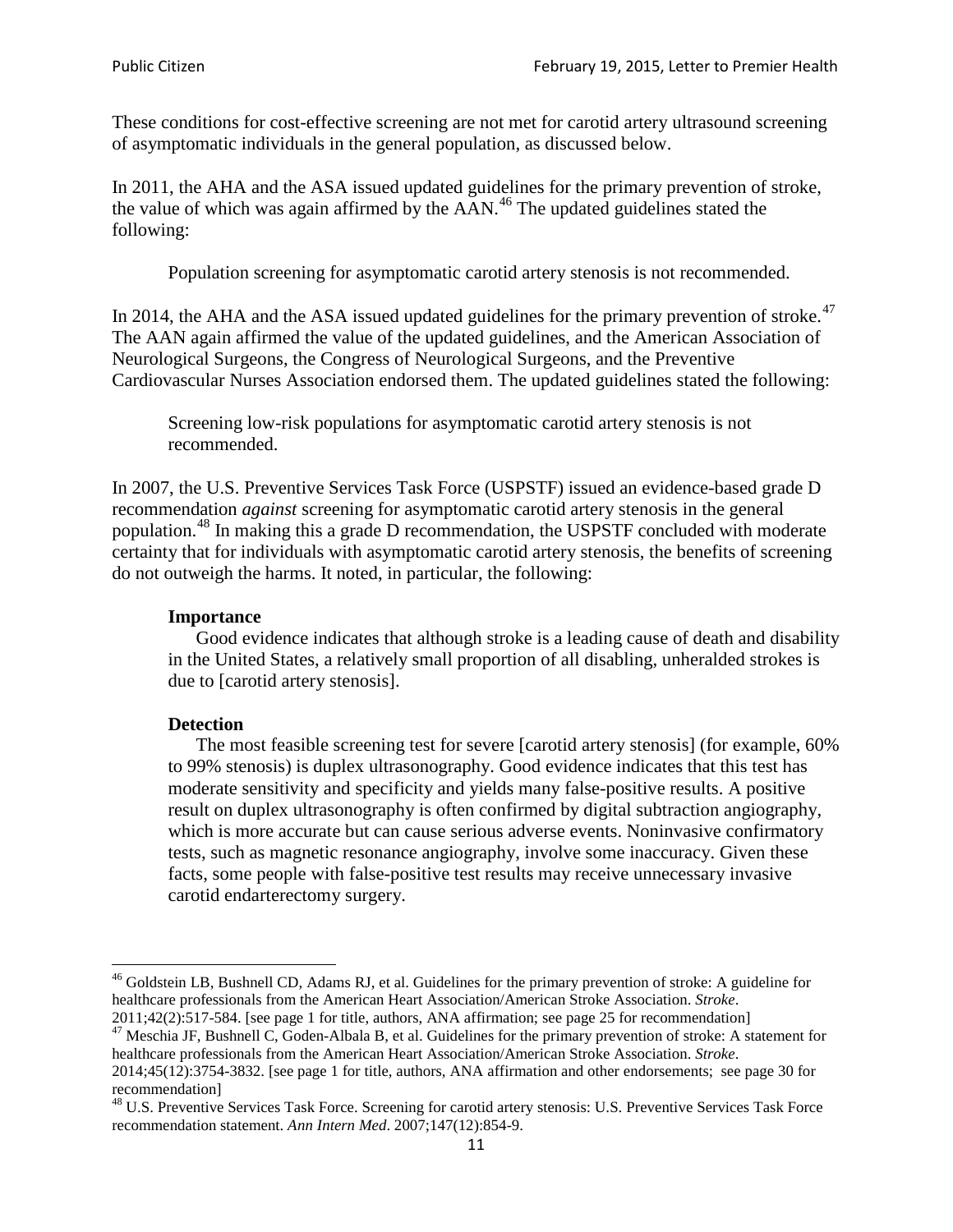These conditions for cost-effective screening are not met for carotid artery ultrasound screening of asymptomatic individuals in the general population, as discussed below.

In 2011, the AHA and the ASA issued updated guidelines for the primary prevention of stroke, the value of which was again affirmed by the AAN.[46] The updated guidelines stated the following:

> Population screening for asymptomatic carotid artery stenosis is not recommended.

In 2014, the AHA and the ASA issued updated guidelines for the primary prevention of stroke.[47] The AAN again affirmed the value of the updated guidelines, and the American Association of Neurological Surgeons, the Congress of Neurological Surgeons, and the Preventive Cardiovascular Nurses Association endorsed them. The updated guidelines stated the following:

> Screening low-risk populations for asymptomatic carotid artery stenosis is not recommended.

In 2007, the U.S. Preventive Services Task Force (USPSTF) issued an evidence-based grade D recommendation *against* screening for asymptomatic carotid artery stenosis in the general population.[48] In making this a grade D recommendation, the USPSTF concluded with moderate certainty that for individuals with asymptomatic carotid artery stenosis, the benefits of screening do not outweigh the harms. It noted, in particular, the following:

> **Importance**
>
> Good evidence indicates that although stroke is a leading cause of death and disability in the United States, a relatively small proportion of all disabling, unheralded strokes is due to [carotid artery stenosis].
>
> **Detection**
>
> The most feasible screening test for severe [carotid artery stenosis] (for example, 60% to 99% stenosis) is duplex ultrasonography. Good evidence indicates that this test has moderate sensitivity and specificity and yields many false-positive results. A positive result on duplex ultrasonography is often confirmed by digital subtraction angiography, which is more accurate but can cause serious adverse events. Noninvasive confirmatory tests, such as magnetic resonance angiography, involve some inaccuracy. Given these facts, some people with false-positive test results may receive unnecessary invasive carotid endarterectomy surgery.

---

[46] Goldstein LB, Bushnell CD, Adams RJ, et al. Guidelines for the primary prevention of stroke: A guideline for healthcare professionals from the American Heart Association/American Stroke Association. *Stroke*. 2011;42(2):517-584. [see page 1 for title, authors, ANA affirmation; see page 25 for recommendation]

[47] Meschia JF, Bushnell C, Goden-Albala B, et al. Guidelines for the primary prevention of stroke: A statement for healthcare professionals from the American Heart Association/American Stroke Association. *Stroke*. 2014;45(12):3754-3832. [see page 1 for title, authors, ANA affirmation and other endorsements; see page 30 for recommendation]

[48] U.S. Preventive Services Task Force. Screening for carotid artery stenosis: U.S. Preventive Services Task Force recommendation statement. *Ann Intern Med*. 2007;147(12):854-9.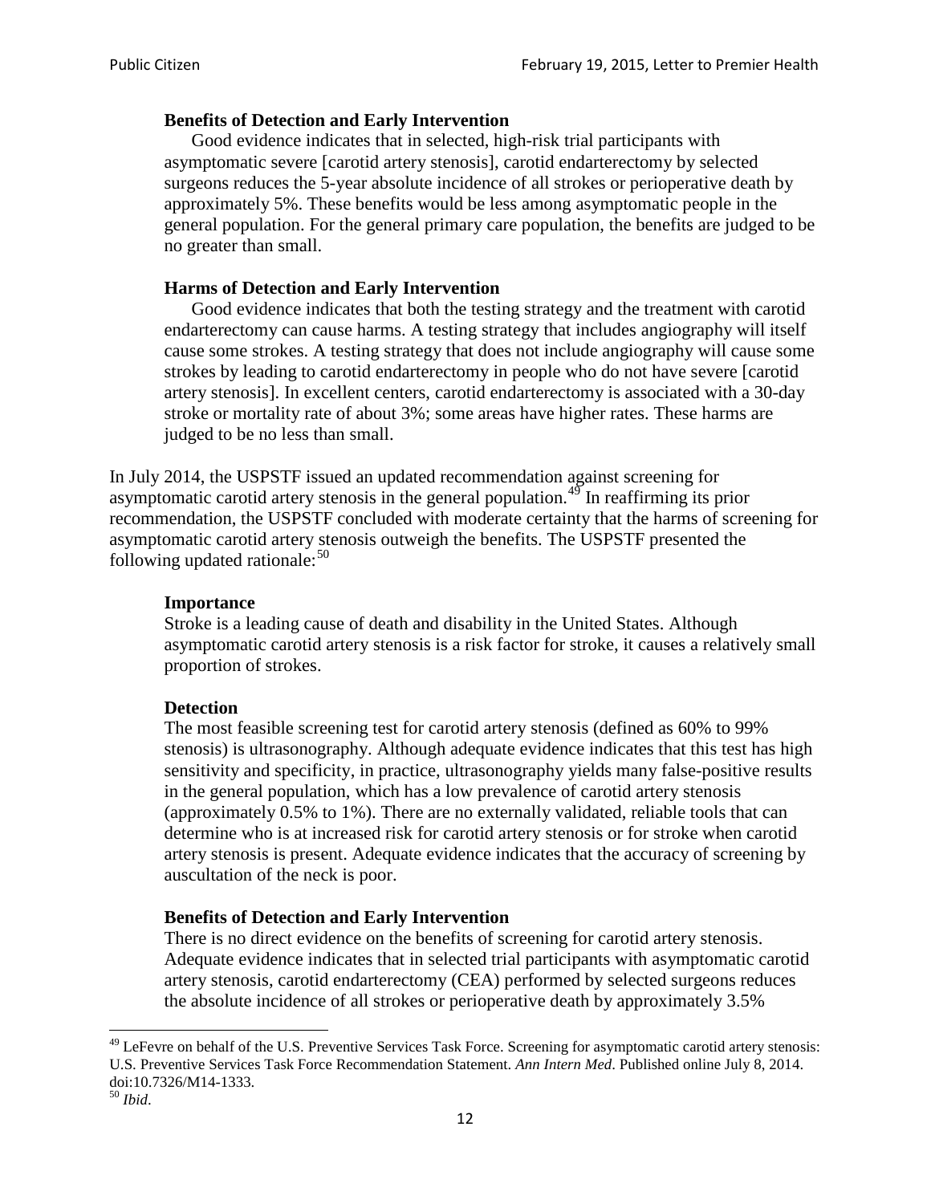> **Benefits of Detection and Early Intervention**
>
> Good evidence indicates that in selected, high-risk trial participants with asymptomatic severe [carotid artery stenosis], carotid endarterectomy by selected surgeons reduces the 5-year absolute incidence of all strokes or perioperative death by approximately 5%. These benefits would be less among asymptomatic people in the general population. For the general primary care population, the benefits are judged to be no greater than small.
>
> **Harms of Detection and Early Intervention**
>
> Good evidence indicates that both the testing strategy and the treatment with carotid endarterectomy can cause harms. A testing strategy that includes angiography will itself cause some strokes. A testing strategy that does not include angiography will cause some strokes by leading to carotid endarterectomy in people who do not have severe [carotid artery stenosis]. In excellent centers, carotid endarterectomy is associated with a 30-day stroke or mortality rate of about 3%; some areas have higher rates. These harms are judged to be no less than small.

In July 2014, the USPSTF issued an updated recommendation against screening for asymptomatic carotid artery stenosis in the general population.[49] In reaffirming its prior recommendation, the USPSTF concluded with moderate certainty that the harms of screening for asymptomatic carotid artery stenosis outweigh the benefits. The USPSTF presented the following updated rationale:[50]

> **Importance**
>
> Stroke is a leading cause of death and disability in the United States. Although asymptomatic carotid artery stenosis is a risk factor for stroke, it causes a relatively small proportion of strokes.
>
> **Detection**
>
> The most feasible screening test for carotid artery stenosis (defined as 60% to 99% stenosis) is ultrasonography. Although adequate evidence indicates that this test has high sensitivity and specificity, in practice, ultrasonography yields many false-positive results in the general population, which has a low prevalence of carotid artery stenosis (approximately 0.5% to 1%). There are no externally validated, reliable tools that can determine who is at increased risk for carotid artery stenosis or for stroke when carotid artery stenosis is present. Adequate evidence indicates that the accuracy of screening by auscultation of the neck is poor.
>
> **Benefits of Detection and Early Intervention**
>
> There is no direct evidence on the benefits of screening for carotid artery stenosis. Adequate evidence indicates that in selected trial participants with asymptomatic carotid artery stenosis, carotid endarterectomy (CEA) performed by selected surgeons reduces the absolute incidence of all strokes or perioperative death by approximately 3.5%

[49] LeFevre on behalf of the U.S. Preventive Services Task Force. Screening for asymptomatic carotid artery stenosis: U.S. Preventive Services Task Force Recommendation Statement. *Ann Intern Med*. Published online July 8, 2014. doi:10.7326/M14-1333.

[50] *Ibid*.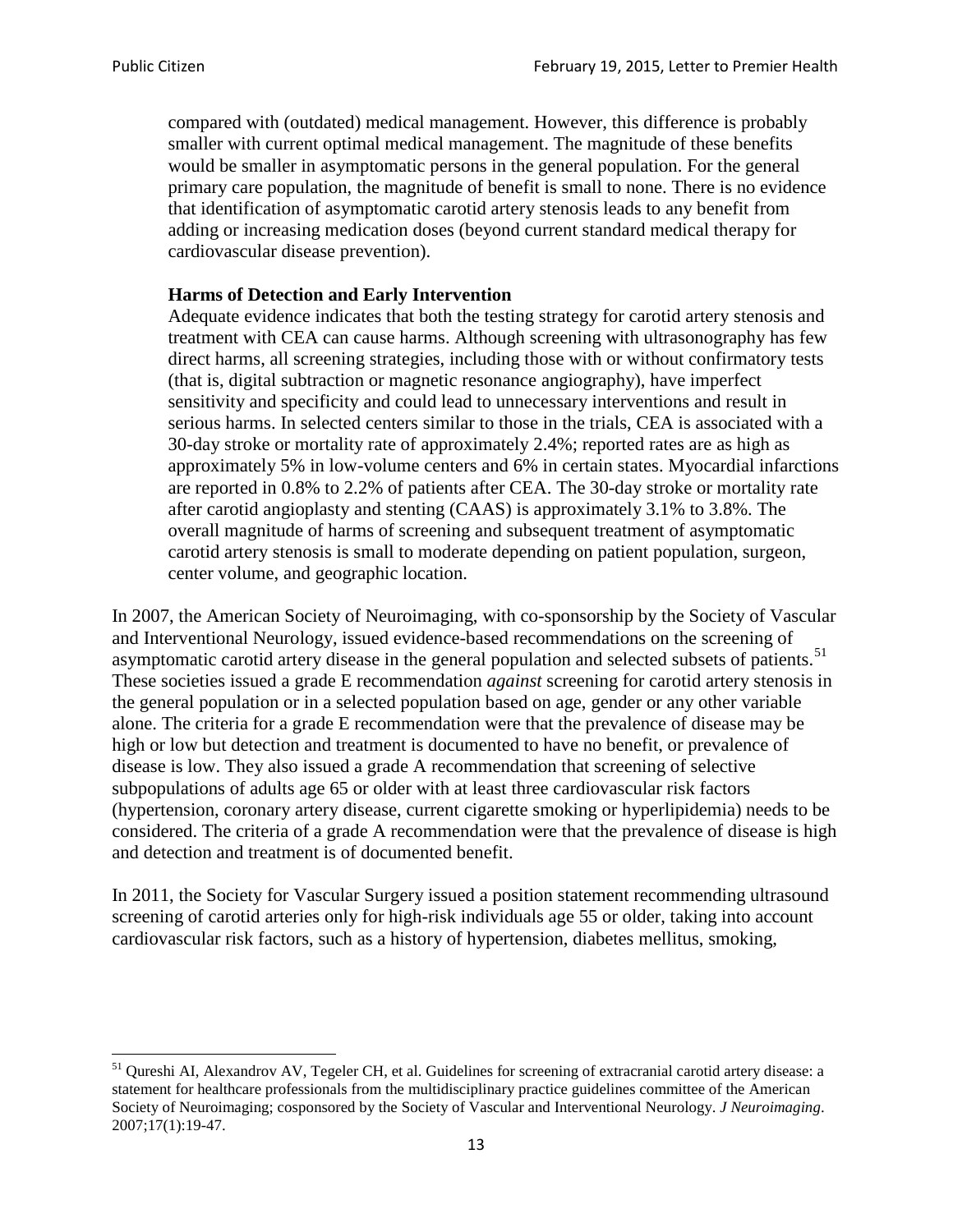> compared with (outdated) medical management. However, this difference is probably smaller with current optimal medical management. The magnitude of these benefits would be smaller in asymptomatic persons in the general population. For the general primary care population, the magnitude of benefit is small to none. There is no evidence that identification of asymptomatic carotid artery stenosis leads to any benefit from adding or increasing medication doses (beyond current standard medical therapy for cardiovascular disease prevention).
>
> **Harms of Detection and Early Intervention**
>
> Adequate evidence indicates that both the testing strategy for carotid artery stenosis and treatment with CEA can cause harms. Although screening with ultrasonography has few direct harms, all screening strategies, including those with or without confirmatory tests (that is, digital subtraction or magnetic resonance angiography), have imperfect sensitivity and specificity and could lead to unnecessary interventions and result in serious harms. In selected centers similar to those in the trials, CEA is associated with a 30-day stroke or mortality rate of approximately 2.4%; reported rates are as high as approximately 5% in low-volume centers and 6% in certain states. Myocardial infarctions are reported in 0.8% to 2.2% of patients after CEA. The 30-day stroke or mortality rate after carotid angioplasty and stenting (CAAS) is approximately 3.1% to 3.8%. The overall magnitude of harms of screening and subsequent treatment of asymptomatic carotid artery stenosis is small to moderate depending on patient population, surgeon, center volume, and geographic location.

In 2007, the American Society of Neuroimaging, with co-sponsorship by the Society of Vascular and Interventional Neurology, issued evidence-based recommendations on the screening of asymptomatic carotid artery disease in the general population and selected subsets of patients.[51] These societies issued a grade E recommendation *against* screening for carotid artery stenosis in the general population or in a selected population based on age, gender or any other variable alone. The criteria for a grade E recommendation were that the prevalence of disease may be high or low but detection and treatment is documented to have no benefit, or prevalence of disease is low. They also issued a grade A recommendation that screening of selective subpopulations of adults age 65 or older with at least three cardiovascular risk factors (hypertension, coronary artery disease, current cigarette smoking or hyperlipidemia) needs to be considered. The criteria of a grade A recommendation were that the prevalence of disease is high and detection and treatment is of documented benefit.

In 2011, the Society for Vascular Surgery issued a position statement recommending ultrasound screening of carotid arteries only for high-risk individuals age 55 or older, taking into account cardiovascular risk factors, such as a history of hypertension, diabetes mellitus, smoking,

---

[51] Qureshi AI, Alexandrov AV, Tegeler CH, et al. Guidelines for screening of extracranial carotid artery disease: a statement for healthcare professionals from the multidisciplinary practice guidelines committee of the American Society of Neuroimaging; cosponsored by the Society of Vascular and Interventional Neurology. *J Neuroimaging*. 2007;17(1):19-47.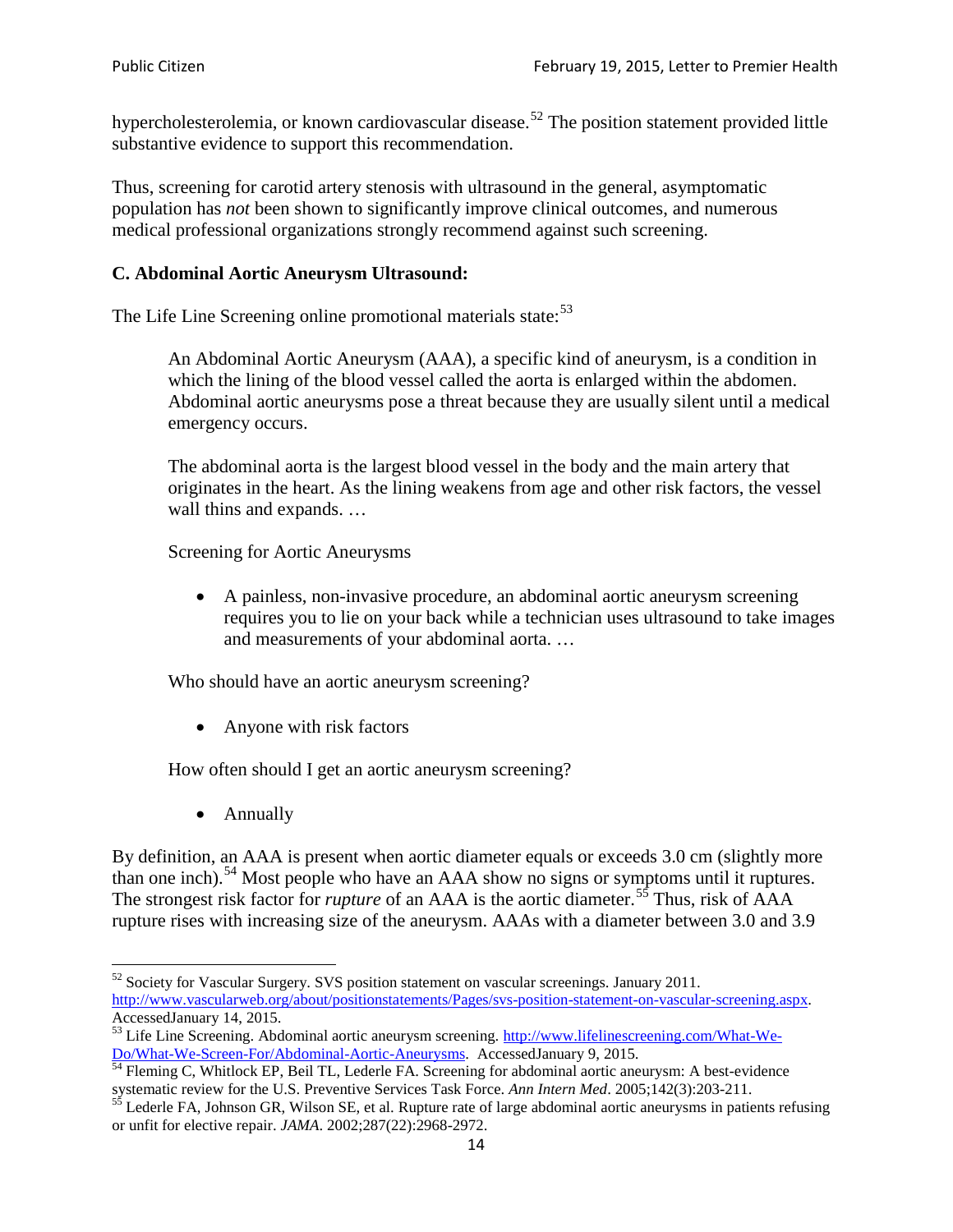hypercholesterolemia, or known cardiovascular disease.[52] The position statement provided little substantive evidence to support this recommendation.

Thus, screening for carotid artery stenosis with ultrasound in the general, asymptomatic population has *not* been shown to significantly improve clinical outcomes, and numerous medical professional organizations strongly recommend against such screening.

**C. Abdominal Aortic Aneurysm Ultrasound:**

The Life Line Screening online promotional materials state:[53]

> An Abdominal Aortic Aneurysm (AAA), a specific kind of aneurysm, is a condition in which the lining of the blood vessel called the aorta is enlarged within the abdomen. Abdominal aortic aneurysms pose a threat because they are usually silent until a medical emergency occurs.
>
> The abdominal aorta is the largest blood vessel in the body and the main artery that originates in the heart. As the lining weakens from age and other risk factors, the vessel wall thins and expands. …
>
> Screening for Aortic Aneurysms
>
> - A painless, non-invasive procedure, an abdominal aortic aneurysm screening requires you to lie on your back while a technician uses ultrasound to take images and measurements of your abdominal aorta. …
>
> Who should have an aortic aneurysm screening?
>
> - Anyone with risk factors
>
> How often should I get an aortic aneurysm screening?
>
> - Annually

By definition, an AAA is present when aortic diameter equals or exceeds 3.0 cm (slightly more than one inch).[54] Most people who have an AAA show no signs or symptoms until it ruptures. The strongest risk factor for *rupture* of an AAA is the aortic diameter.[55] Thus, risk of AAA rupture rises with increasing size of the aneurysm. AAAs with a diameter between 3.0 and 3.9

---

[52] Society for Vascular Surgery. SVS position statement on vascular screenings. January 2011. http://www.vascularweb.org/about/positionstatements/Pages/svs-position-statement-on-vascular-screening.aspx. AccessedJanuary 14, 2015.

[53] Life Line Screening. Abdominal aortic aneurysm screening. http://www.lifelinescreening.com/What-We-Do/What-We-Screen-For/Abdominal-Aortic-Aneurysms. AccessedJanuary 9, 2015.

[54] Fleming C, Whitlock EP, Beil TL, Lederle FA. Screening for abdominal aortic aneurysm: A best-evidence systematic review for the U.S. Preventive Services Task Force. *Ann Intern Med*. 2005;142(3):203-211.

[55] Lederle FA, Johnson GR, Wilson SE, et al. Rupture rate of large abdominal aortic aneurysms in patients refusing or unfit for elective repair. *JAMA*. 2002;287(22):2968-2972.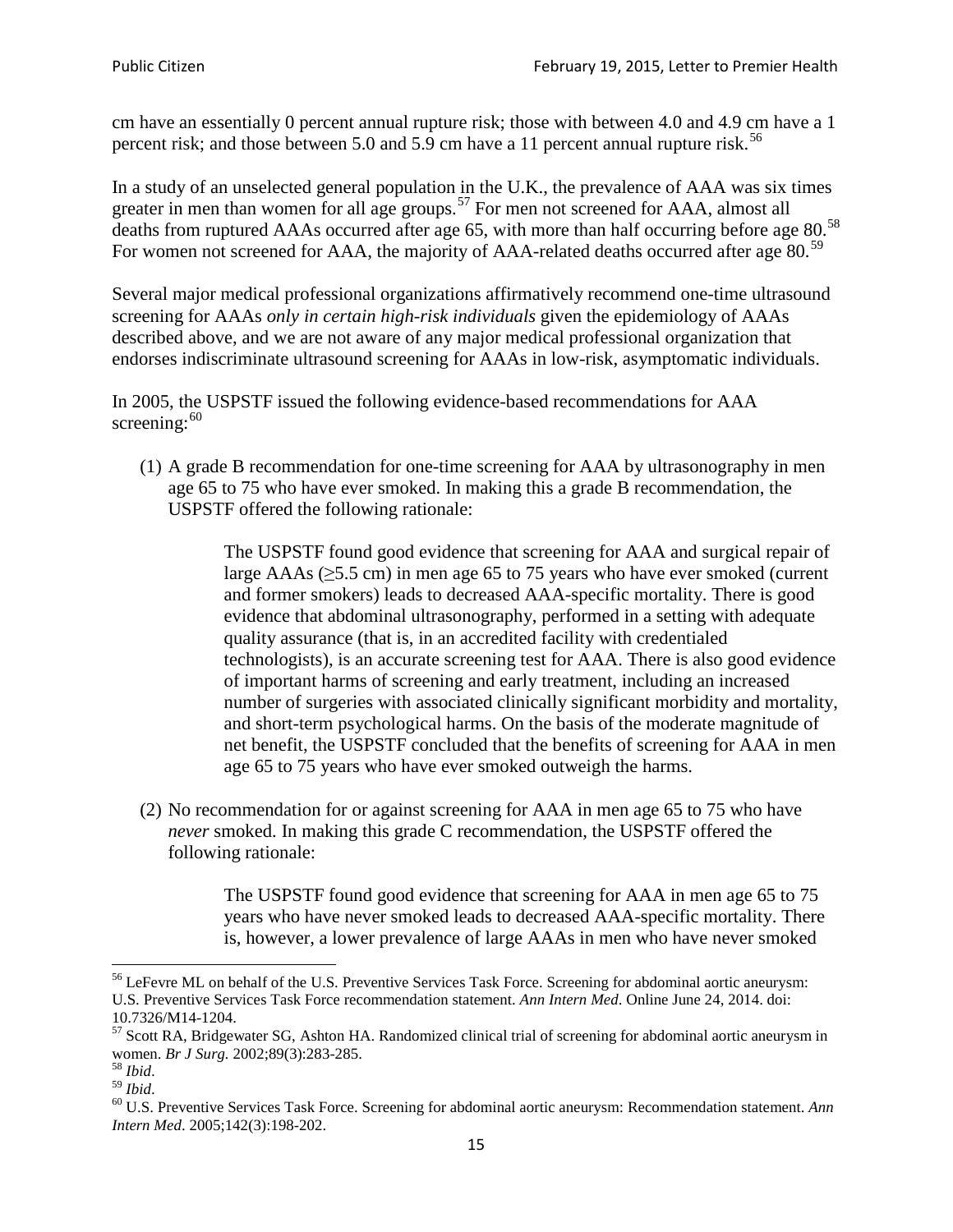cm have an essentially 0 percent annual rupture risk; those with between 4.0 and 4.9 cm have a 1 percent risk; and those between 5.0 and 5.9 cm have a 11 percent annual rupture risk.[56]

In a study of an unselected general population in the U.K., the prevalence of AAA was six times greater in men than women for all age groups.[57] For men not screened for AAA, almost all deaths from ruptured AAAs occurred after age 65, with more than half occurring before age 80.[58] For women not screened for AAA, the majority of AAA-related deaths occurred after age 80.[59]

Several major medical professional organizations affirmatively recommend one-time ultrasound screening for AAAs *only in certain high-risk individuals* given the epidemiology of AAAs described above, and we are not aware of any major medical professional organization that endorses indiscriminate ultrasound screening for AAAs in low-risk, asymptomatic individuals.

In 2005, the USPSTF issued the following evidence-based recommendations for AAA screening:[60]

(1) A grade B recommendation for one-time screening for AAA by ultrasonography in men age 65 to 75 who have ever smoked. In making this a grade B recommendation, the USPSTF offered the following rationale:

> The USPSTF found good evidence that screening for AAA and surgical repair of large AAAs (≥5.5 cm) in men age 65 to 75 years who have ever smoked (current and former smokers) leads to decreased AAA-specific mortality. There is good evidence that abdominal ultrasonography, performed in a setting with adequate quality assurance (that is, in an accredited facility with credentialed technologists), is an accurate screening test for AAA. There is also good evidence of important harms of screening and early treatment, including an increased number of surgeries with associated clinically significant morbidity and mortality, and short-term psychological harms. On the basis of the moderate magnitude of net benefit, the USPSTF concluded that the benefits of screening for AAA in men age 65 to 75 years who have ever smoked outweigh the harms.

(2) No recommendation for or against screening for AAA in men age 65 to 75 who have *never* smoked. In making this grade C recommendation, the USPSTF offered the following rationale:

> The USPSTF found good evidence that screening for AAA in men age 65 to 75 years who have never smoked leads to decreased AAA-specific mortality. There is, however, a lower prevalence of large AAAs in men who have never smoked

---

[56] LeFevre ML on behalf of the U.S. Preventive Services Task Force. Screening for abdominal aortic aneurysm: U.S. Preventive Services Task Force recommendation statement. *Ann Intern Med*. Online June 24, 2014. doi: 10.7326/M14-1204.

[57] Scott RA, Bridgewater SG, Ashton HA. Randomized clinical trial of screening for abdominal aortic aneurysm in women. *Br J Surg.* 2002;89(3):283-285.

[58] *Ibid*.

[59] *Ibid*.

[60] U.S. Preventive Services Task Force. Screening for abdominal aortic aneurysm: Recommendation statement. *Ann Intern Med*. 2005;142(3):198-202.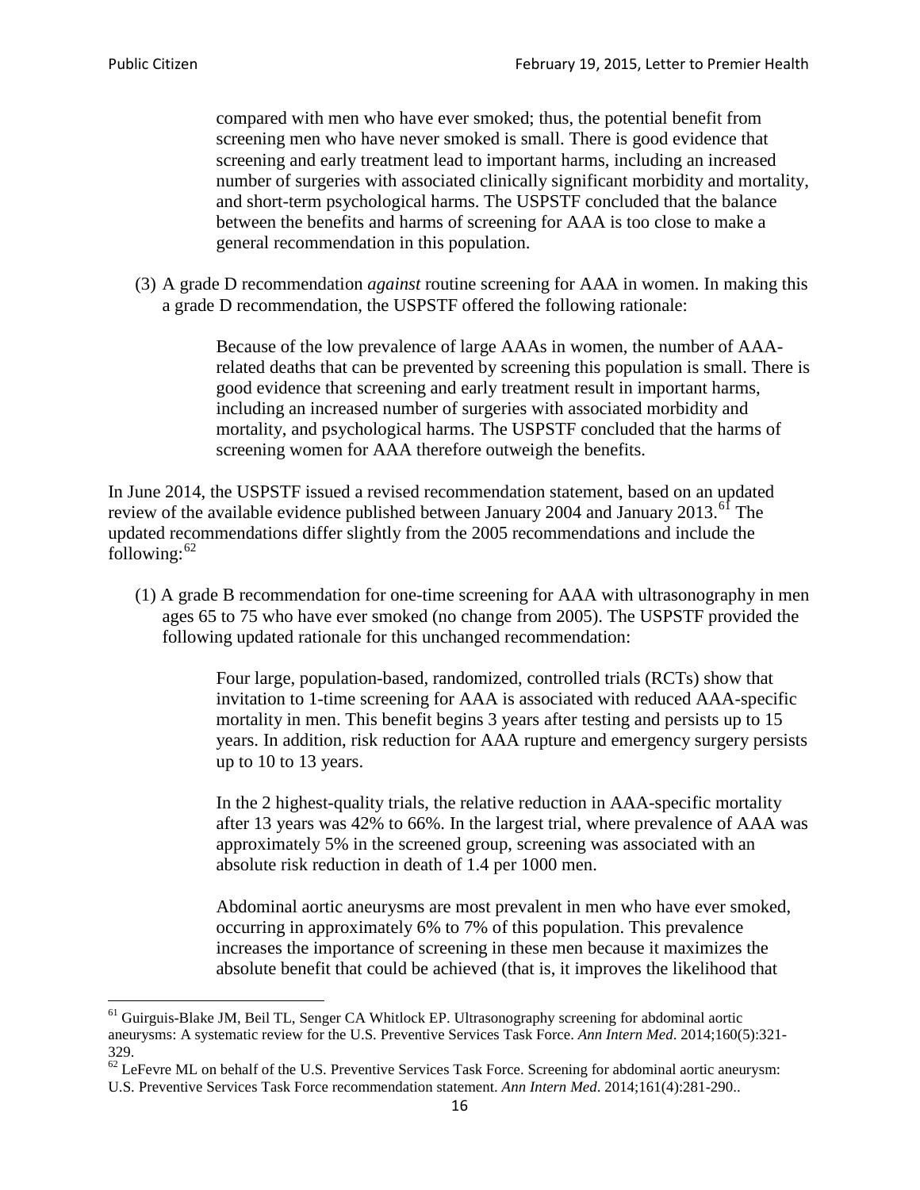> compared with men who have ever smoked; thus, the potential benefit from screening men who have never smoked is small. There is good evidence that screening and early treatment lead to important harms, including an increased number of surgeries with associated clinically significant morbidity and mortality, and short-term psychological harms. The USPSTF concluded that the balance between the benefits and harms of screening for AAA is too close to make a general recommendation in this population.

(3) A grade D recommendation *against* routine screening for AAA in women. In making this a grade D recommendation, the USPSTF offered the following rationale:

> Because of the low prevalence of large AAAs in women, the number of AAA-related deaths that can be prevented by screening this population is small. There is good evidence that screening and early treatment result in important harms, including an increased number of surgeries with associated morbidity and mortality, and psychological harms. The USPSTF concluded that the harms of screening women for AAA therefore outweigh the benefits.

In June 2014, the USPSTF issued a revised recommendation statement, based on an updated review of the available evidence published between January 2004 and January 2013.[61] The updated recommendations differ slightly from the 2005 recommendations and include the following:[62]

(1) A grade B recommendation for one-time screening for AAA with ultrasonography in men ages 65 to 75 who have ever smoked (no change from 2005). The USPSTF provided the following updated rationale for this unchanged recommendation:

> Four large, population-based, randomized, controlled trials (RCTs) show that invitation to 1-time screening for AAA is associated with reduced AAA-specific mortality in men. This benefit begins 3 years after testing and persists up to 15 years. In addition, risk reduction for AAA rupture and emergency surgery persists up to 10 to 13 years.
>
> In the 2 highest-quality trials, the relative reduction in AAA-specific mortality after 13 years was 42% to 66%. In the largest trial, where prevalence of AAA was approximately 5% in the screened group, screening was associated with an absolute risk reduction in death of 1.4 per 1000 men.
>
> Abdominal aortic aneurysms are most prevalent in men who have ever smoked, occurring in approximately 6% to 7% of this population. This prevalence increases the importance of screening in these men because it maximizes the absolute benefit that could be achieved (that is, it improves the likelihood that

[61] Guirguis-Blake JM, Beil TL, Senger CA Whitlock EP. Ultrasonography screening for abdominal aortic aneurysms: A systematic review for the U.S. Preventive Services Task Force. *Ann Intern Med*. 2014;160(5):321-329.

[62] LeFevre ML on behalf of the U.S. Preventive Services Task Force. Screening for abdominal aortic aneurysm: U.S. Preventive Services Task Force recommendation statement. *Ann Intern Med*. 2014;161(4):281-290..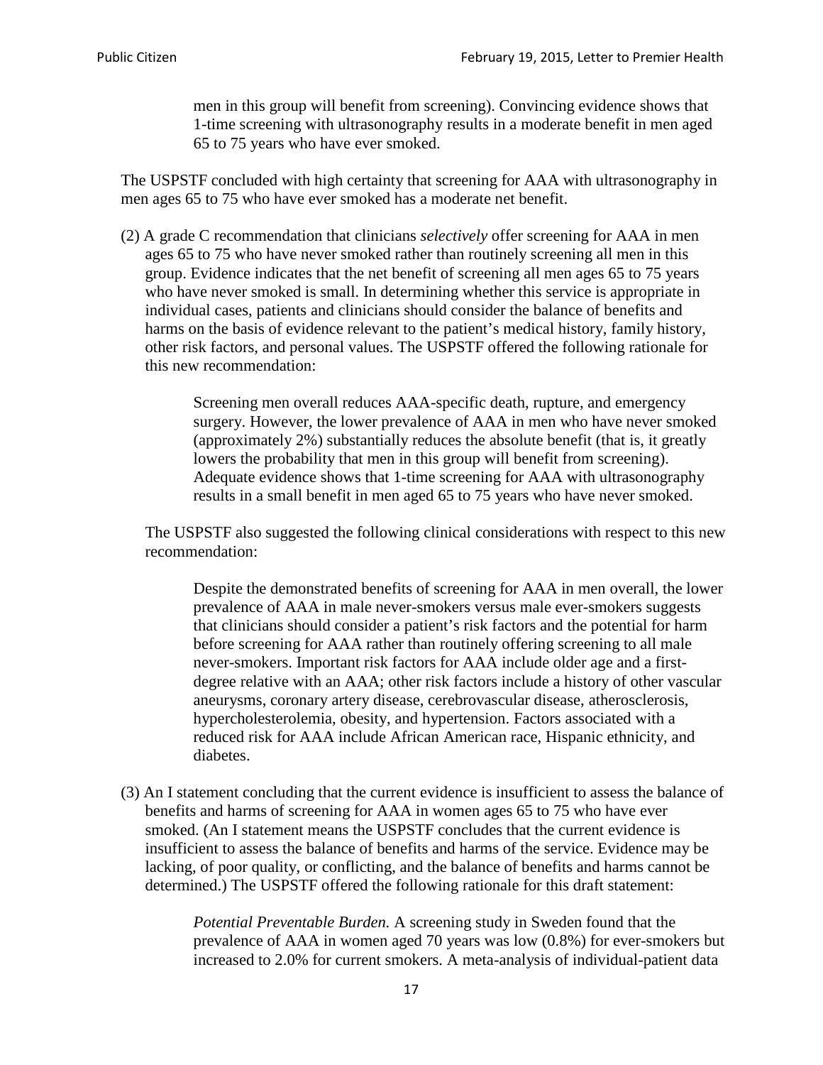> men in this group will benefit from screening). Convincing evidence shows that 1-time screening with ultrasonography results in a moderate benefit in men aged 65 to 75 years who have ever smoked.

The USPSTF concluded with high certainty that screening for AAA with ultrasonography in men ages 65 to 75 who have ever smoked has a moderate net benefit.

(2) A grade C recommendation that clinicians *selectively* offer screening for AAA in men ages 65 to 75 who have never smoked rather than routinely screening all men in this group. Evidence indicates that the net benefit of screening all men ages 65 to 75 years who have never smoked is small. In determining whether this service is appropriate in individual cases, patients and clinicians should consider the balance of benefits and harms on the basis of evidence relevant to the patient's medical history, family history, other risk factors, and personal values. The USPSTF offered the following rationale for this new recommendation:

> Screening men overall reduces AAA-specific death, rupture, and emergency surgery. However, the lower prevalence of AAA in men who have never smoked (approximately 2%) substantially reduces the absolute benefit (that is, it greatly lowers the probability that men in this group will benefit from screening). Adequate evidence shows that 1-time screening for AAA with ultrasonography results in a small benefit in men aged 65 to 75 years who have never smoked.

The USPSTF also suggested the following clinical considerations with respect to this new recommendation:

> Despite the demonstrated benefits of screening for AAA in men overall, the lower prevalence of AAA in male never-smokers versus male ever-smokers suggests that clinicians should consider a patient's risk factors and the potential for harm before screening for AAA rather than routinely offering screening to all male never-smokers. Important risk factors for AAA include older age and a first-degree relative with an AAA; other risk factors include a history of other vascular aneurysms, coronary artery disease, cerebrovascular disease, atherosclerosis, hypercholesterolemia, obesity, and hypertension. Factors associated with a reduced risk for AAA include African American race, Hispanic ethnicity, and diabetes.

(3) An I statement concluding that the current evidence is insufficient to assess the balance of benefits and harms of screening for AAA in women ages 65 to 75 who have ever smoked. (An I statement means the USPSTF concludes that the current evidence is insufficient to assess the balance of benefits and harms of the service. Evidence may be lacking, of poor quality, or conflicting, and the balance of benefits and harms cannot be determined.) The USPSTF offered the following rationale for this draft statement:

> *Potential Preventable Burden.* A screening study in Sweden found that the prevalence of AAA in women aged 70 years was low (0.8%) for ever-smokers but increased to 2.0% for current smokers. A meta-analysis of individual-patient data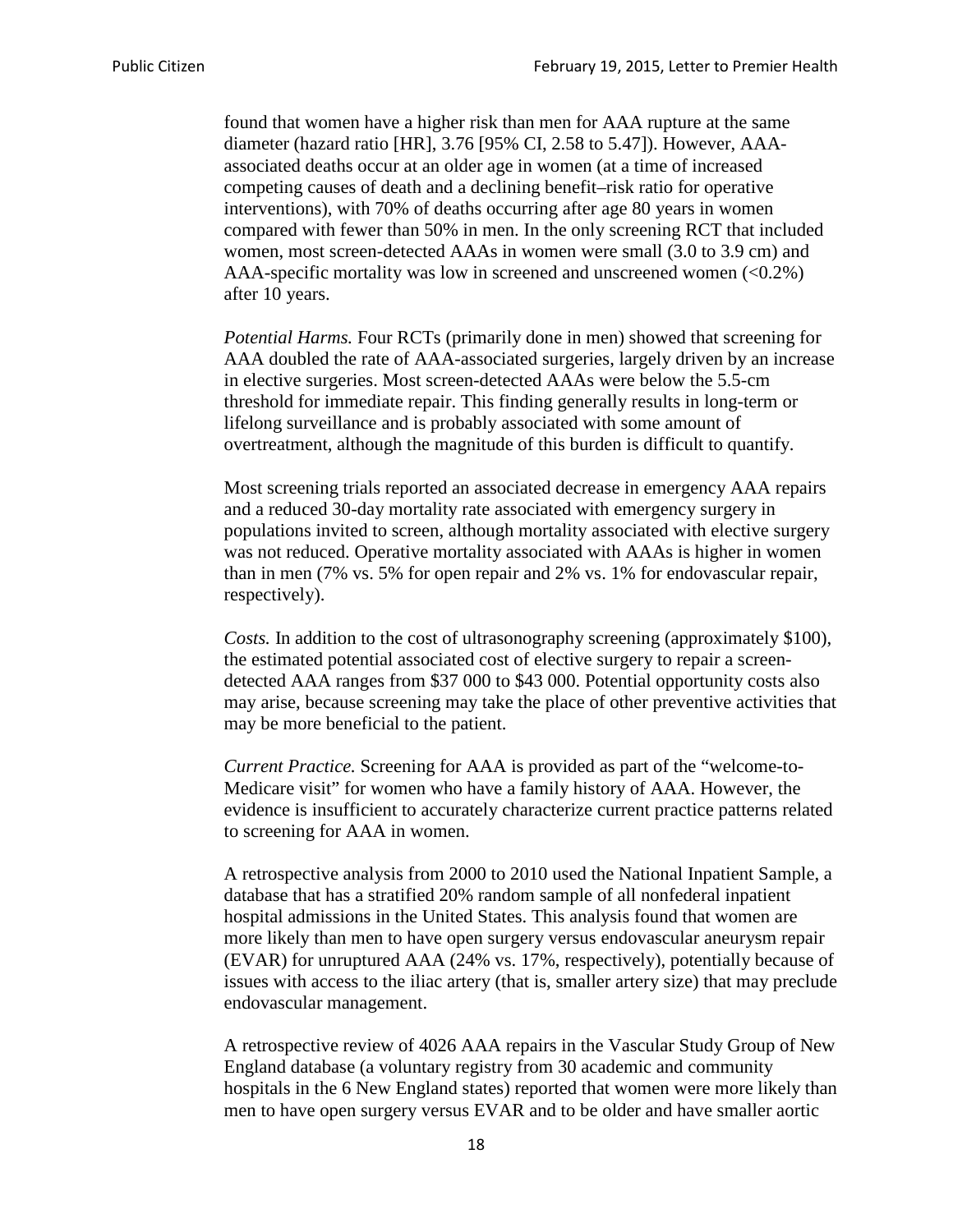found that women have a higher risk than men for AAA rupture at the same diameter (hazard ratio [HR], 3.76 [95% CI, 2.58 to 5.47]). However, AAA-associated deaths occur at an older age in women (at a time of increased competing causes of death and a declining benefit–risk ratio for operative interventions), with 70% of deaths occurring after age 80 years in women compared with fewer than 50% in men. In the only screening RCT that included women, most screen-detected AAAs in women were small (3.0 to 3.9 cm) and AAA-specific mortality was low in screened and unscreened women (<0.2%) after 10 years.

*Potential Harms.* Four RCTs (primarily done in men) showed that screening for AAA doubled the rate of AAA-associated surgeries, largely driven by an increase in elective surgeries. Most screen-detected AAAs were below the 5.5-cm threshold for immediate repair. This finding generally results in long-term or lifelong surveillance and is probably associated with some amount of overtreatment, although the magnitude of this burden is difficult to quantify.

Most screening trials reported an associated decrease in emergency AAA repairs and a reduced 30-day mortality rate associated with emergency surgery in populations invited to screen, although mortality associated with elective surgery was not reduced. Operative mortality associated with AAAs is higher in women than in men (7% vs. 5% for open repair and 2% vs. 1% for endovascular repair, respectively).

*Costs.* In addition to the cost of ultrasonography screening (approximately $100), the estimated potential associated cost of elective surgery to repair a screen-detected AAA ranges from $37 000 to $43 000. Potential opportunity costs also may arise, because screening may take the place of other preventive activities that may be more beneficial to the patient.

*Current Practice.* Screening for AAA is provided as part of the "welcome-to-Medicare visit" for women who have a family history of AAA. However, the evidence is insufficient to accurately characterize current practice patterns related to screening for AAA in women.

A retrospective analysis from 2000 to 2010 used the National Inpatient Sample, a database that has a stratified 20% random sample of all nonfederal inpatient hospital admissions in the United States. This analysis found that women are more likely than men to have open surgery versus endovascular aneurysm repair (EVAR) for unruptured AAA (24% vs. 17%, respectively), potentially because of issues with access to the iliac artery (that is, smaller artery size) that may preclude endovascular management.

A retrospective review of 4026 AAA repairs in the Vascular Study Group of New England database (a voluntary registry from 30 academic and community hospitals in the 6 New England states) reported that women were more likely than men to have open surgery versus EVAR and to be older and have smaller aortic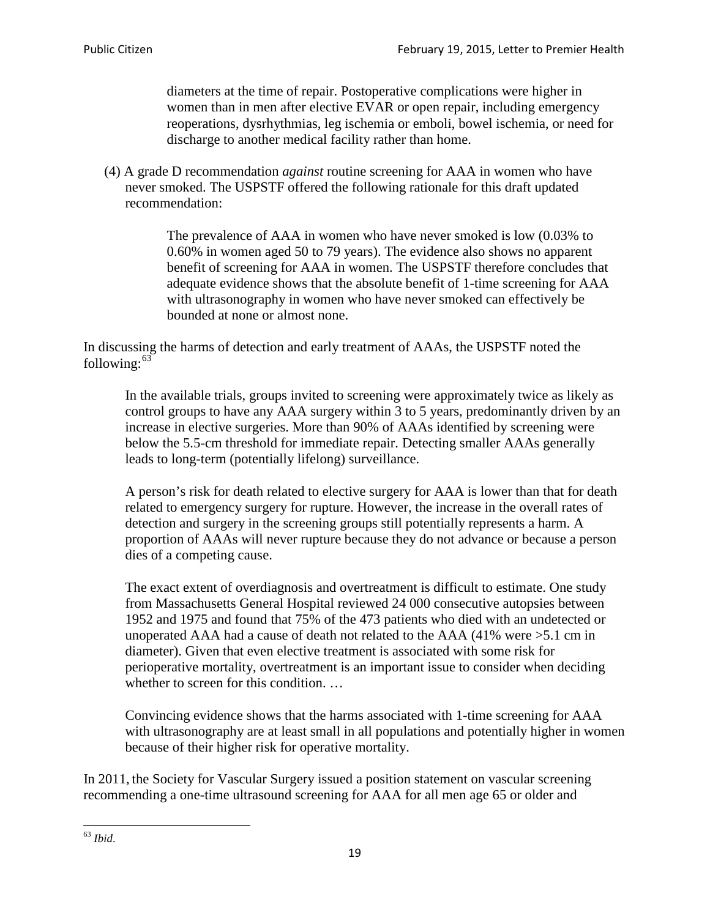> diameters at the time of repair. Postoperative complications were higher in women than in men after elective EVAR or open repair, including emergency reoperations, dysrhythmias, leg ischemia or emboli, bowel ischemia, or need for discharge to another medical facility rather than home.

(4) A grade D recommendation *against* routine screening for AAA in women who have never smoked. The USPSTF offered the following rationale for this draft updated recommendation:

> The prevalence of AAA in women who have never smoked is low (0.03% to 0.60% in women aged 50 to 79 years). The evidence also shows no apparent benefit of screening for AAA in women. The USPSTF therefore concludes that adequate evidence shows that the absolute benefit of 1-time screening for AAA with ultrasonography in women who have never smoked can effectively be bounded at none or almost none.

In discussing the harms of detection and early treatment of AAAs, the USPSTF noted the following:[63]

> In the available trials, groups invited to screening were approximately twice as likely as control groups to have any AAA surgery within 3 to 5 years, predominantly driven by an increase in elective surgeries. More than 90% of AAAs identified by screening were below the 5.5-cm threshold for immediate repair. Detecting smaller AAAs generally leads to long-term (potentially lifelong) surveillance.
>
> A person's risk for death related to elective surgery for AAA is lower than that for death related to emergency surgery for rupture. However, the increase in the overall rates of detection and surgery in the screening groups still potentially represents a harm. A proportion of AAAs will never rupture because they do not advance or because a person dies of a competing cause.
>
> The exact extent of overdiagnosis and overtreatment is difficult to estimate. One study from Massachusetts General Hospital reviewed 24 000 consecutive autopsies between 1952 and 1975 and found that 75% of the 473 patients who died with an undetected or unoperated AAA had a cause of death not related to the AAA (41% were >5.1 cm in diameter). Given that even elective treatment is associated with some risk for perioperative mortality, overtreatment is an important issue to consider when deciding whether to screen for this condition. …
>
> Convincing evidence shows that the harms associated with 1-time screening for AAA with ultrasonography are at least small in all populations and potentially higher in women because of their higher risk for operative mortality.

In 2011, the Society for Vascular Surgery issued a position statement on vascular screening recommending a one-time ultrasound screening for AAA for all men age 65 or older and

[63] *Ibid*.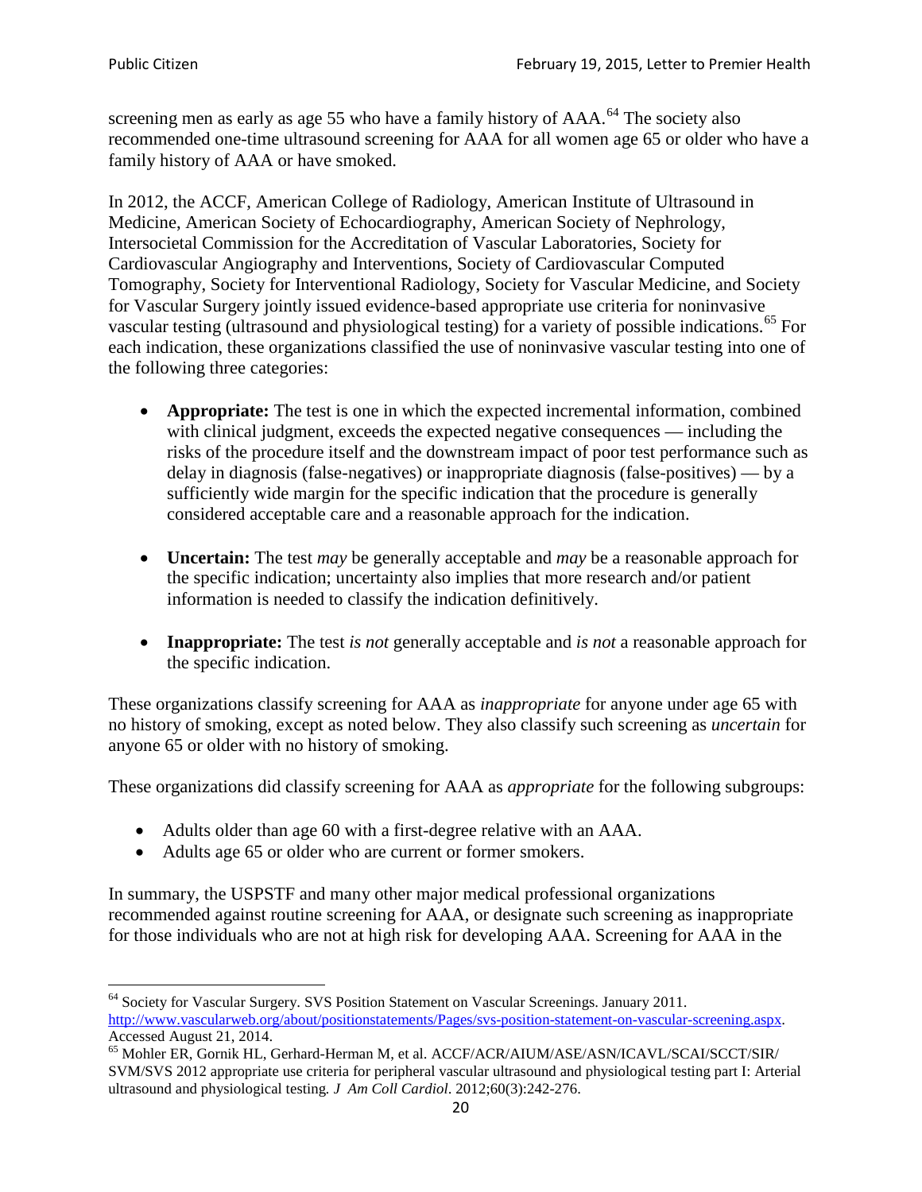screening men as early as age 55 who have a family history of AAA.[64] The society also recommended one-time ultrasound screening for AAA for all women age 65 or older who have a family history of AAA or have smoked.

In 2012, the ACCF, American College of Radiology, American Institute of Ultrasound in Medicine, American Society of Echocardiography, American Society of Nephrology, Intersocietal Commission for the Accreditation of Vascular Laboratories, Society for Cardiovascular Angiography and Interventions, Society of Cardiovascular Computed Tomography, Society for Interventional Radiology, Society for Vascular Medicine, and Society for Vascular Surgery jointly issued evidence-based appropriate use criteria for noninvasive vascular testing (ultrasound and physiological testing) for a variety of possible indications.[65] For each indication, these organizations classified the use of noninvasive vascular testing into one of the following three categories:

- **Appropriate:** The test is one in which the expected incremental information, combined with clinical judgment, exceeds the expected negative consequences — including the risks of the procedure itself and the downstream impact of poor test performance such as delay in diagnosis (false-negatives) or inappropriate diagnosis (false-positives) — by a sufficiently wide margin for the specific indication that the procedure is generally considered acceptable care and a reasonable approach for the indication.

- **Uncertain:** The test *may* be generally acceptable and *may* be a reasonable approach for the specific indication; uncertainty also implies that more research and/or patient information is needed to classify the indication definitively.

- **Inappropriate:** The test *is not* generally acceptable and *is not* a reasonable approach for the specific indication.

These organizations classify screening for AAA as *inappropriate* for anyone under age 65 with no history of smoking, except as noted below. They also classify such screening as *uncertain* for anyone 65 or older with no history of smoking.

These organizations did classify screening for AAA as *appropriate* for the following subgroups:

- Adults older than age 60 with a first-degree relative with an AAA.
- Adults age 65 or older who are current or former smokers.

In summary, the USPSTF and many other major medical professional organizations recommended against routine screening for AAA, or designate such screening as inappropriate for those individuals who are not at high risk for developing AAA. Screening for AAA in the

---

[64] Society for Vascular Surgery. SVS Position Statement on Vascular Screenings. January 2011. http://www.vascularweb.org/about/positionstatements/Pages/svs-position-statement-on-vascular-screening.aspx. Accessed August 21, 2014.

[65] Mohler ER, Gornik HL, Gerhard-Herman M, et al. ACCF/ACR/AIUM/ASE/ASN/ICAVL/SCAI/SCCT/SIR/SVM/SVS 2012 appropriate use criteria for peripheral vascular ultrasound and physiological testing part I: Arterial ultrasound and physiological testing. *J Am Coll Cardiol*. 2012;60(3):242-276.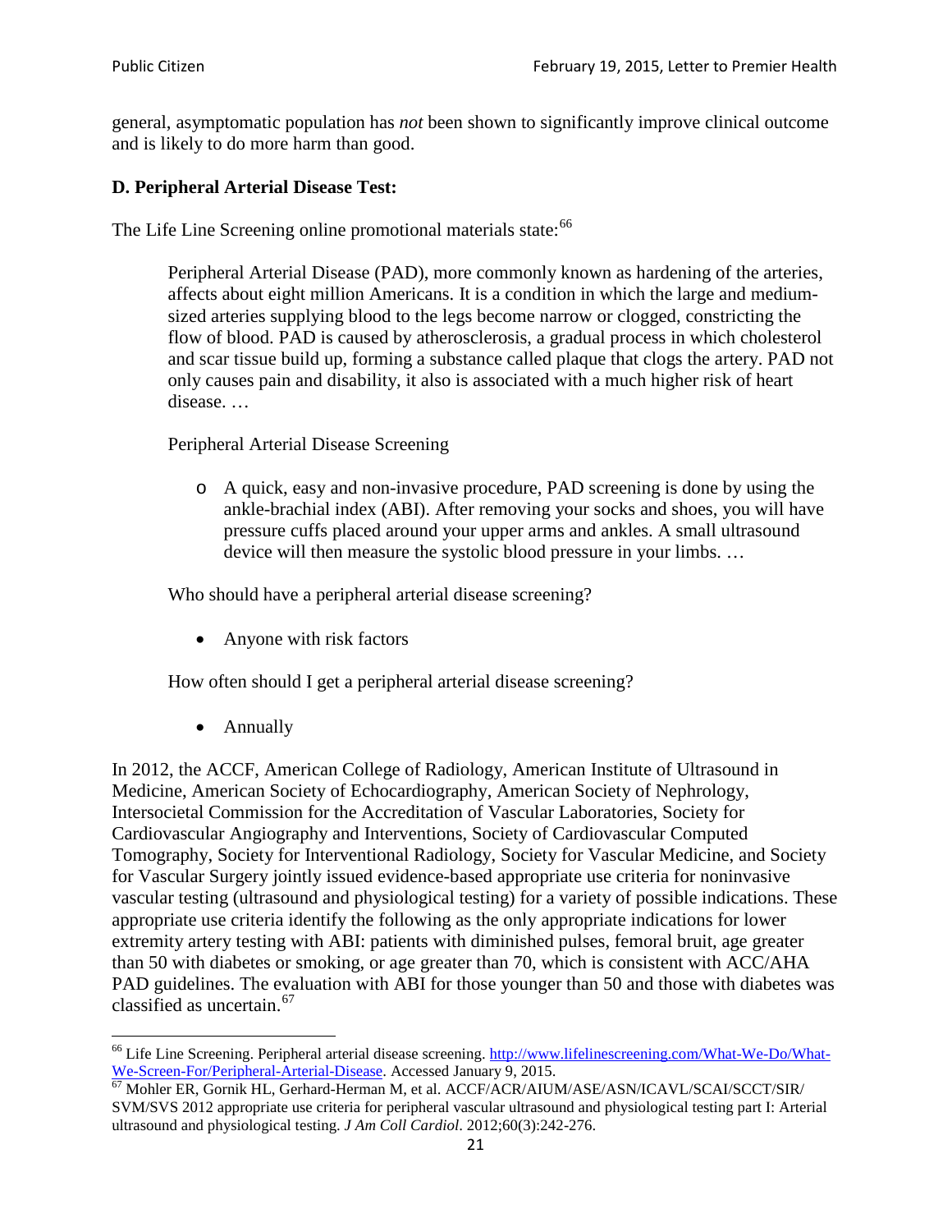general, asymptomatic population has *not* been shown to significantly improve clinical outcome and is likely to do more harm than good.

**D. Peripheral Arterial Disease Test:**

The Life Line Screening online promotional materials state:[66]

> Peripheral Arterial Disease (PAD), more commonly known as hardening of the arteries, affects about eight million Americans. It is a condition in which the large and medium-sized arteries supplying blood to the legs become narrow or clogged, constricting the flow of blood. PAD is caused by atherosclerosis, a gradual process in which cholesterol and scar tissue build up, forming a substance called plaque that clogs the artery. PAD not only causes pain and disability, it also is associated with a much higher risk of heart disease. …
>
> Peripheral Arterial Disease Screening
>
> - A quick, easy and non-invasive procedure, PAD screening is done by using the ankle-brachial index (ABI). After removing your socks and shoes, you will have pressure cuffs placed around your upper arms and ankles. A small ultrasound device will then measure the systolic blood pressure in your limbs. …
>
> Who should have a peripheral arterial disease screening?
>
> - Anyone with risk factors
>
> How often should I get a peripheral arterial disease screening?
>
> - Annually

In 2012, the ACCF, American College of Radiology, American Institute of Ultrasound in Medicine, American Society of Echocardiography, American Society of Nephrology, Intersocietal Commission for the Accreditation of Vascular Laboratories, Society for Cardiovascular Angiography and Interventions, Society of Cardiovascular Computed Tomography, Society for Interventional Radiology, Society for Vascular Medicine, and Society for Vascular Surgery jointly issued evidence-based appropriate use criteria for noninvasive vascular testing (ultrasound and physiological testing) for a variety of possible indications. These appropriate use criteria identify the following as the only appropriate indications for lower extremity artery testing with ABI: patients with diminished pulses, femoral bruit, age greater than 50 with diabetes or smoking, or age greater than 70, which is consistent with ACC/AHA PAD guidelines. The evaluation with ABI for those younger than 50 and those with diabetes was classified as uncertain.[67]

---

[66] Life Line Screening. Peripheral arterial disease screening. http://www.lifelinescreening.com/What-We-Do/What-We-Screen-For/Peripheral-Arterial-Disease. Accessed January 9, 2015.

[67] Mohler ER, Gornik HL, Gerhard-Herman M, et al. ACCF/ACR/AIUM/ASE/ASN/ICAVL/SCAI/SCCT/SIR/SVM/SVS 2012 appropriate use criteria for peripheral vascular ultrasound and physiological testing part I: Arterial ultrasound and physiological testing. *J Am Coll Cardiol*. 2012;60(3):242-276.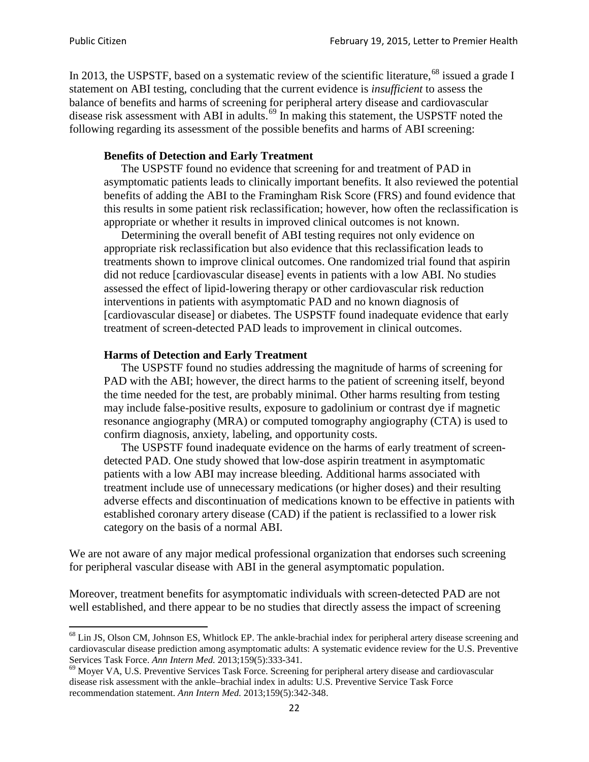In 2013, the USPSTF, based on a systematic review of the scientific literature,[68] issued a grade I statement on ABI testing, concluding that the current evidence is *insufficient* to assess the balance of benefits and harms of screening for peripheral artery disease and cardiovascular disease risk assessment with ABI in adults.[69] In making this statement, the USPSTF noted the following regarding its assessment of the possible benefits and harms of ABI screening:

> **Benefits of Detection and Early Treatment**
>
> The USPSTF found no evidence that screening for and treatment of PAD in asymptomatic patients leads to clinically important benefits. It also reviewed the potential benefits of adding the ABI to the Framingham Risk Score (FRS) and found evidence that this results in some patient risk reclassification; however, how often the reclassification is appropriate or whether it results in improved clinical outcomes is not known.
>
> Determining the overall benefit of ABI testing requires not only evidence on appropriate risk reclassification but also evidence that this reclassification leads to treatments shown to improve clinical outcomes. One randomized trial found that aspirin did not reduce [cardiovascular disease] events in patients with a low ABI. No studies assessed the effect of lipid-lowering therapy or other cardiovascular risk reduction interventions in patients with asymptomatic PAD and no known diagnosis of [cardiovascular disease] or diabetes. The USPSTF found inadequate evidence that early treatment of screen-detected PAD leads to improvement in clinical outcomes.
>
> **Harms of Detection and Early Treatment**
>
> The USPSTF found no studies addressing the magnitude of harms of screening for PAD with the ABI; however, the direct harms to the patient of screening itself, beyond the time needed for the test, are probably minimal. Other harms resulting from testing may include false-positive results, exposure to gadolinium or contrast dye if magnetic resonance angiography (MRA) or computed tomography angiography (CTA) is used to confirm diagnosis, anxiety, labeling, and opportunity costs.
>
> The USPSTF found inadequate evidence on the harms of early treatment of screen-detected PAD. One study showed that low-dose aspirin treatment in asymptomatic patients with a low ABI may increase bleeding. Additional harms associated with treatment include use of unnecessary medications (or higher doses) and their resulting adverse effects and discontinuation of medications known to be effective in patients with established coronary artery disease (CAD) if the patient is reclassified to a lower risk category on the basis of a normal ABI.

We are not aware of any major medical professional organization that endorses such screening for peripheral vascular disease with ABI in the general asymptomatic population.

Moreover, treatment benefits for asymptomatic individuals with screen-detected PAD are not well established, and there appear to be no studies that directly assess the impact of screening

---

[68] Lin JS, Olson CM, Johnson ES, Whitlock EP. The ankle-brachial index for peripheral artery disease screening and cardiovascular disease prediction among asymptomatic adults: A systematic evidence review for the U.S. Preventive Services Task Force. *Ann Intern Med.* 2013;159(5):333-341.

[69] Moyer VA, U.S. Preventive Services Task Force. Screening for peripheral artery disease and cardiovascular disease risk assessment with the ankle–brachial index in adults: U.S. Preventive Service Task Force recommendation statement. *Ann Intern Med.* 2013;159(5):342-348.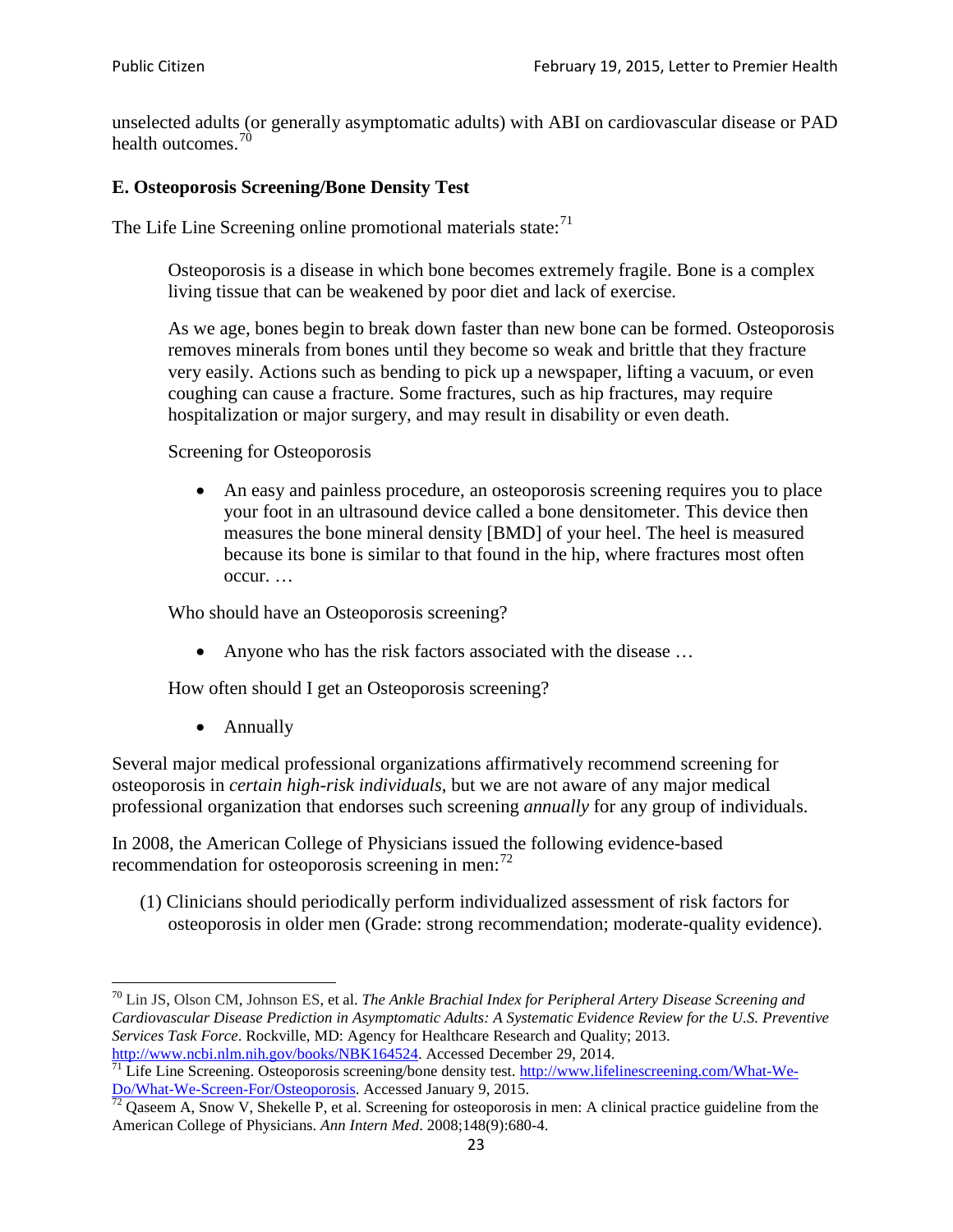unselected adults (or generally asymptomatic adults) with ABI on cardiovascular disease or PAD health outcomes.[70]

### E. Osteoporosis Screening/Bone Density Test

The Life Line Screening online promotional materials state:[71]

> Osteoporosis is a disease in which bone becomes extremely fragile. Bone is a complex living tissue that can be weakened by poor diet and lack of exercise.
>
> As we age, bones begin to break down faster than new bone can be formed. Osteoporosis removes minerals from bones until they become so weak and brittle that they fracture very easily. Actions such as bending to pick up a newspaper, lifting a vacuum, or even coughing can cause a fracture. Some fractures, such as hip fractures, may require hospitalization or major surgery, and may result in disability or even death.
>
> Screening for Osteoporosis
>
> - An easy and painless procedure, an osteoporosis screening requires you to place your foot in an ultrasound device called a bone densitometer. This device then measures the bone mineral density [BMD] of your heel. The heel is measured because its bone is similar to that found in the hip, where fractures most often occur. …
>
> Who should have an Osteoporosis screening?
>
> - Anyone who has the risk factors associated with the disease …
>
> How often should I get an Osteoporosis screening?
>
> - Annually

Several major medical professional organizations affirmatively recommend screening for osteoporosis in *certain high-risk individuals*, but we are not aware of any major medical professional organization that endorses such screening *annually* for any group of individuals.

In 2008, the American College of Physicians issued the following evidence-based recommendation for osteoporosis screening in men:[72]

(1) Clinicians should periodically perform individualized assessment of risk factors for osteoporosis in older men (Grade: strong recommendation; moderate-quality evidence).

---

[70] Lin JS, Olson CM, Johnson ES, et al. *The Ankle Brachial Index for Peripheral Artery Disease Screening and Cardiovascular Disease Prediction in Asymptomatic Adults: A Systematic Evidence Review for the U.S. Preventive Services Task Force*. Rockville, MD: Agency for Healthcare Research and Quality; 2013. http://www.ncbi.nlm.nih.gov/books/NBK164524. Accessed December 29, 2014.

[71] Life Line Screening. Osteoporosis screening/bone density test. http://www.lifelinescreening.com/What-We-Do/What-We-Screen-For/Osteoporosis. Accessed January 9, 2015.

[72] Qaseem A, Snow V, Shekelle P, et al. Screening for osteoporosis in men: A clinical practice guideline from the American College of Physicians. *Ann Intern Med*. 2008;148(9):680-4.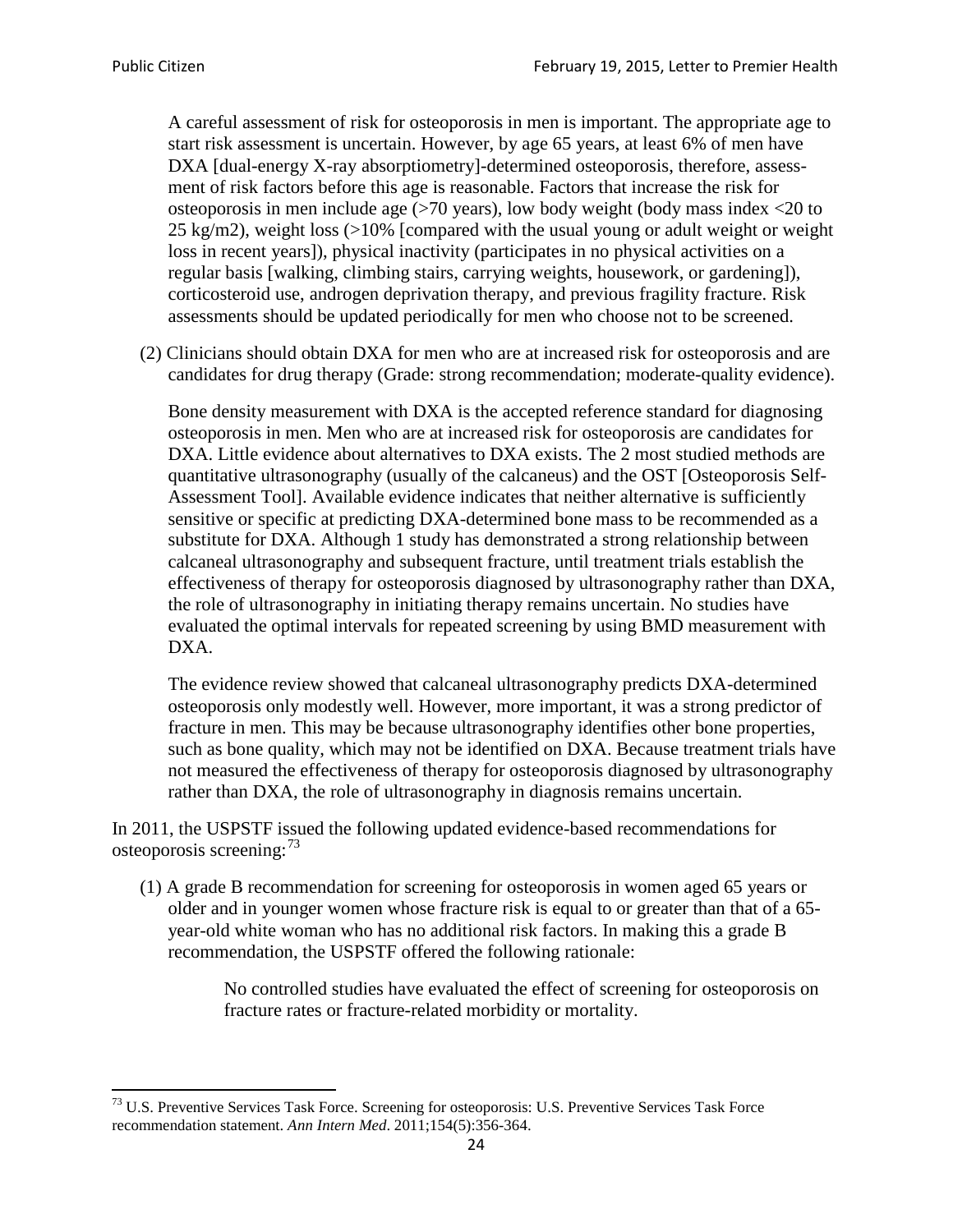A careful assessment of risk for osteoporosis in men is important. The appropriate age to start risk assessment is uncertain. However, by age 65 years, at least 6% of men have DXA [dual-energy X-ray absorptiometry]-determined osteoporosis, therefore, assessment of risk factors before this age is reasonable. Factors that increase the risk for osteoporosis in men include age (>70 years), low body weight (body mass index <20 to 25 kg/m2), weight loss (>10% [compared with the usual young or adult weight or weight loss in recent years]), physical inactivity (participates in no physical activities on a regular basis [walking, climbing stairs, carrying weights, housework, or gardening]), corticosteroid use, androgen deprivation therapy, and previous fragility fracture. Risk assessments should be updated periodically for men who choose not to be screened.

(2) Clinicians should obtain DXA for men who are at increased risk for osteoporosis and are candidates for drug therapy (Grade: strong recommendation; moderate-quality evidence).

Bone density measurement with DXA is the accepted reference standard for diagnosing osteoporosis in men. Men who are at increased risk for osteoporosis are candidates for DXA. Little evidence about alternatives to DXA exists. The 2 most studied methods are quantitative ultrasonography (usually of the calcaneus) and the OST [Osteoporosis Self-Assessment Tool]. Available evidence indicates that neither alternative is sufficiently sensitive or specific at predicting DXA-determined bone mass to be recommended as a substitute for DXA. Although 1 study has demonstrated a strong relationship between calcaneal ultrasonography and subsequent fracture, until treatment trials establish the effectiveness of therapy for osteoporosis diagnosed by ultrasonography rather than DXA, the role of ultrasonography in initiating therapy remains uncertain. No studies have evaluated the optimal intervals for repeated screening by using BMD measurement with DXA.

The evidence review showed that calcaneal ultrasonography predicts DXA-determined osteoporosis only modestly well. However, more important, it was a strong predictor of fracture in men. This may be because ultrasonography identifies other bone properties, such as bone quality, which may not be identified on DXA. Because treatment trials have not measured the effectiveness of therapy for osteoporosis diagnosed by ultrasonography rather than DXA, the role of ultrasonography in diagnosis remains uncertain.

In 2011, the USPSTF issued the following updated evidence-based recommendations for osteoporosis screening:[73]

(1) A grade B recommendation for screening for osteoporosis in women aged 65 years or older and in younger women whose fracture risk is equal to or greater than that of a 65-year-old white woman who has no additional risk factors. In making this a grade B recommendation, the USPSTF offered the following rationale:

> No controlled studies have evaluated the effect of screening for osteoporosis on fracture rates or fracture-related morbidity or mortality.

[73] U.S. Preventive Services Task Force. Screening for osteoporosis: U.S. Preventive Services Task Force recommendation statement. *Ann Intern Med*. 2011;154(5):356-364.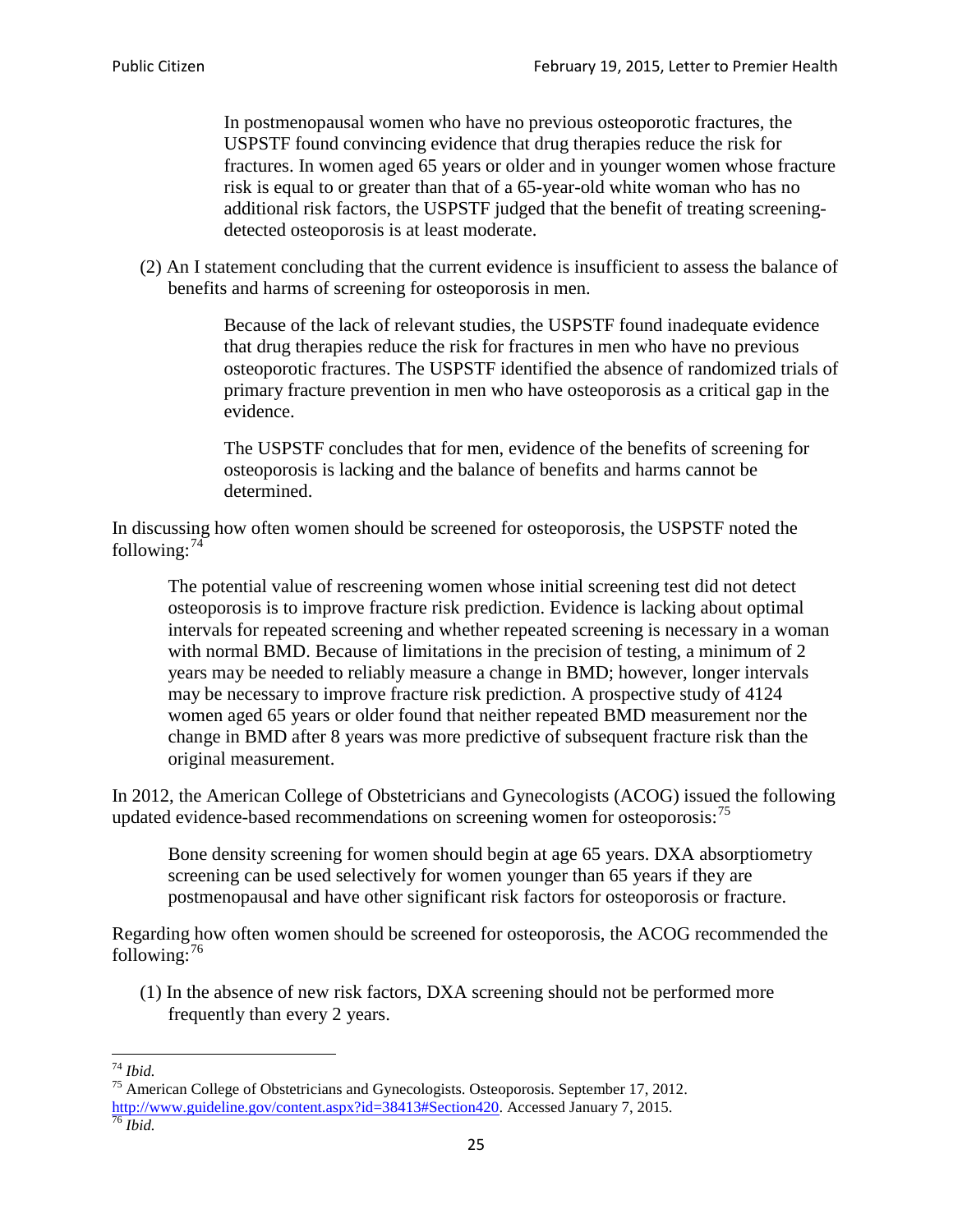> In postmenopausal women who have no previous osteoporotic fractures, the USPSTF found convincing evidence that drug therapies reduce the risk for fractures. In women aged 65 years or older and in younger women whose fracture risk is equal to or greater than that of a 65-year-old white woman who has no additional risk factors, the USPSTF judged that the benefit of treating screening-detected osteoporosis is at least moderate.

(2) An I statement concluding that the current evidence is insufficient to assess the balance of benefits and harms of screening for osteoporosis in men.

> Because of the lack of relevant studies, the USPSTF found inadequate evidence that drug therapies reduce the risk for fractures in men who have no previous osteoporotic fractures. The USPSTF identified the absence of randomized trials of primary fracture prevention in men who have osteoporosis as a critical gap in the evidence.
>
> The USPSTF concludes that for men, evidence of the benefits of screening for osteoporosis is lacking and the balance of benefits and harms cannot be determined.

In discussing how often women should be screened for osteoporosis, the USPSTF noted the following:[74]

> The potential value of rescreening women whose initial screening test did not detect osteoporosis is to improve fracture risk prediction. Evidence is lacking about optimal intervals for repeated screening and whether repeated screening is necessary in a woman with normal BMD. Because of limitations in the precision of testing, a minimum of 2 years may be needed to reliably measure a change in BMD; however, longer intervals may be necessary to improve fracture risk prediction. A prospective study of 4124 women aged 65 years or older found that neither repeated BMD measurement nor the change in BMD after 8 years was more predictive of subsequent fracture risk than the original measurement.

In 2012, the American College of Obstetricians and Gynecologists (ACOG) issued the following updated evidence-based recommendations on screening women for osteoporosis:[75]

> Bone density screening for women should begin at age 65 years. DXA absorptiometry screening can be used selectively for women younger than 65 years if they are postmenopausal and have other significant risk factors for osteoporosis or fracture.

Regarding how often women should be screened for osteoporosis, the ACOG recommended the following:[76]

(1) In the absence of new risk factors, DXA screening should not be performed more frequently than every 2 years.

---

[74] *Ibid.*

[75] American College of Obstetricians and Gynecologists. Osteoporosis. September 17, 2012. http://www.guideline.gov/content.aspx?id=38413#Section420. Accessed January 7, 2015.

[76] *Ibid.*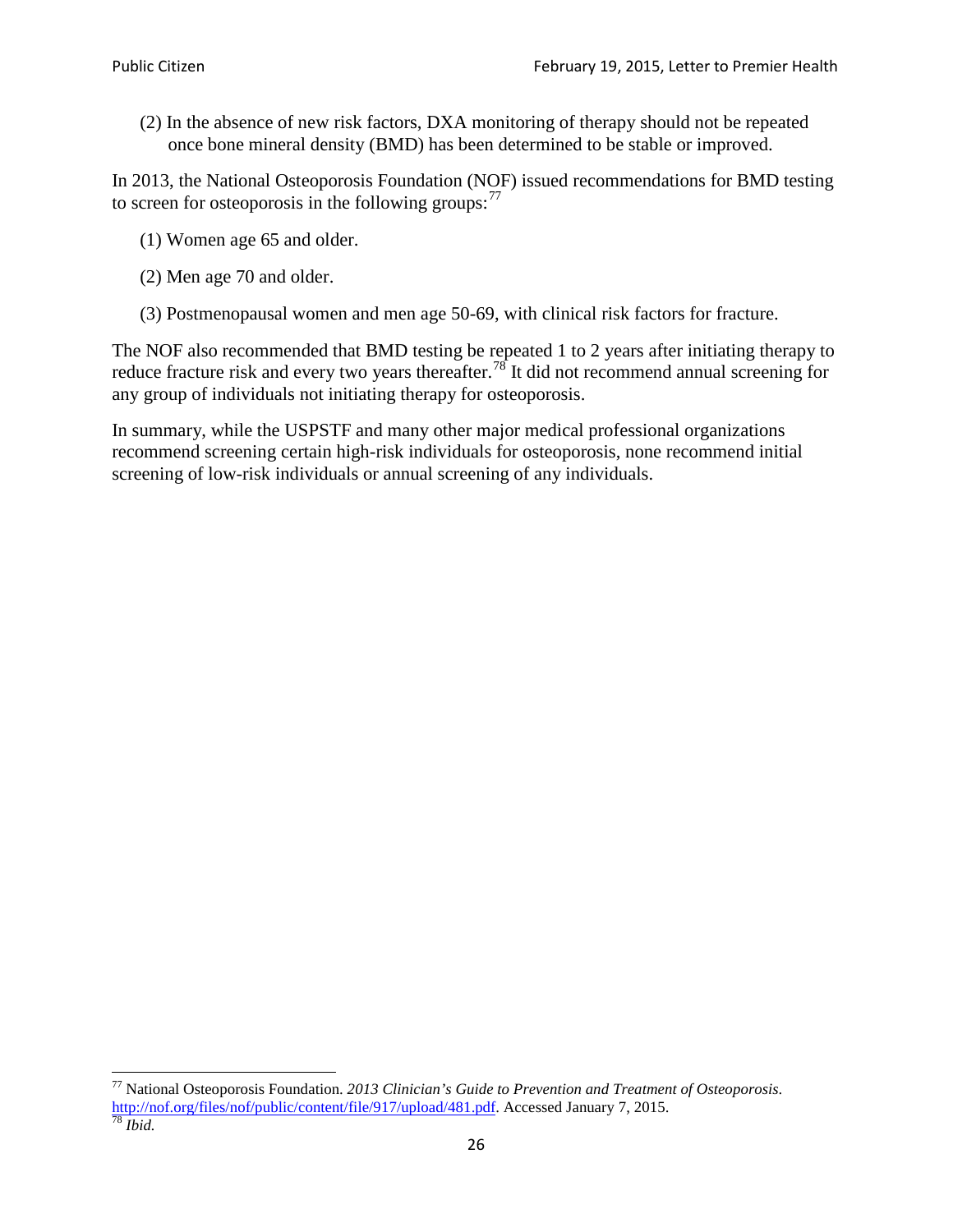(2) In the absence of new risk factors, DXA monitoring of therapy should not be repeated once bone mineral density (BMD) has been determined to be stable or improved.

In 2013, the National Osteoporosis Foundation (NOF) issued recommendations for BMD testing to screen for osteoporosis in the following groups:[77]

(1) Women age 65 and older.

(2) Men age 70 and older.

(3) Postmenopausal women and men age 50-69, with clinical risk factors for fracture.

The NOF also recommended that BMD testing be repeated 1 to 2 years after initiating therapy to reduce fracture risk and every two years thereafter.[78] It did not recommend annual screening for any group of individuals not initiating therapy for osteoporosis.

In summary, while the USPSTF and many other major medical professional organizations recommend screening certain high-risk individuals for osteoporosis, none recommend initial screening of low-risk individuals or annual screening of any individuals.

---

[77] National Osteoporosis Foundation. *2013 Clinician's Guide to Prevention and Treatment of Osteoporosis*. http://nof.org/files/nof/public/content/file/917/upload/481.pdf. Accessed January 7, 2015.

[78] *Ibid.*